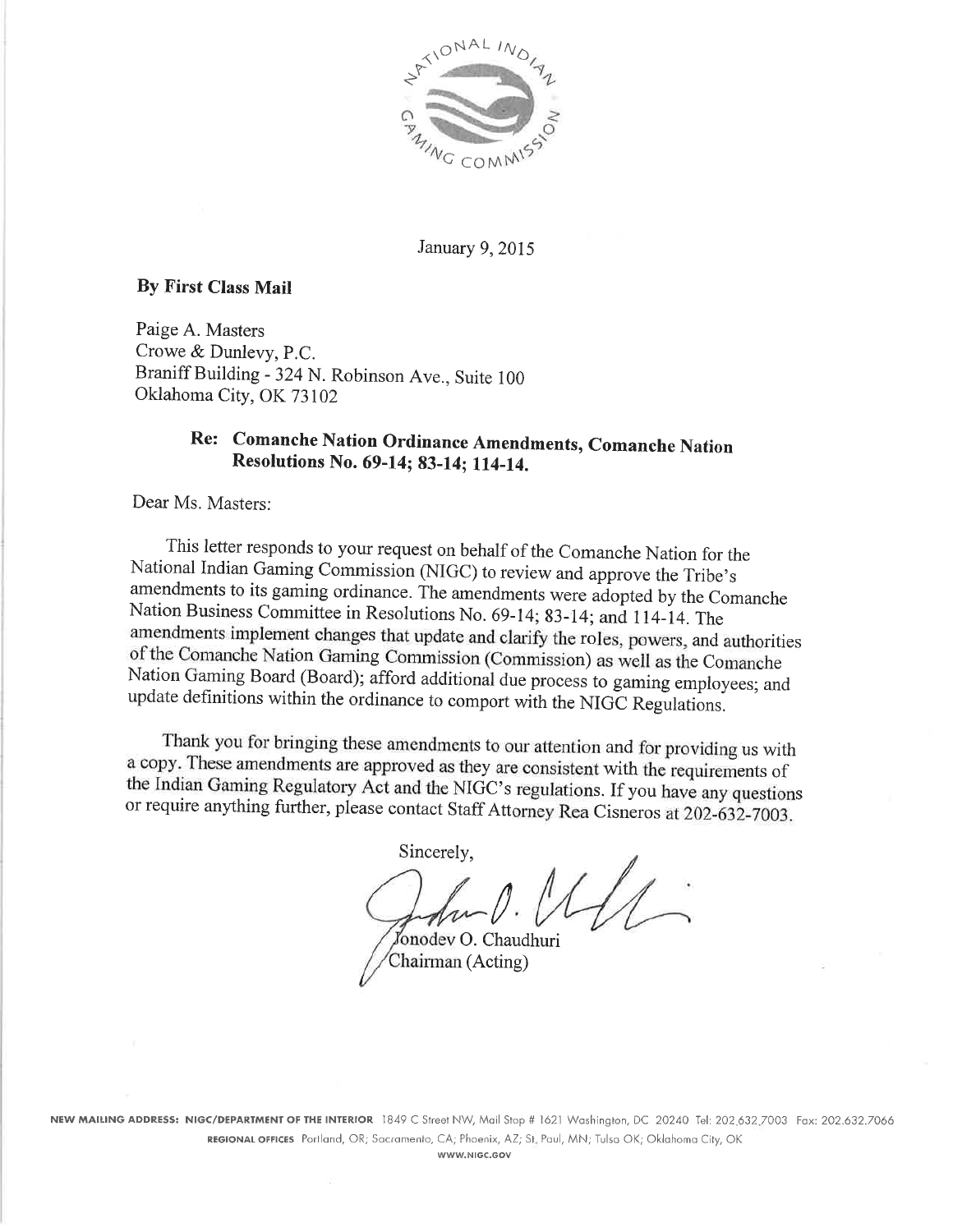NATIONAL INDIAN GAMING COMMISSION

January 9, 2015

**By First Class Mail**

Paige A. Masters
Crowe & Dunlevy, P.C.
Braniff Building - 324 N. Robinson Ave., Suite 100
Oklahoma City, OK 73102

**Re: Comanche Nation Ordinance Amendments, Comanche Nation Resolutions No. 69-14; 83-14; 114-14.**

Dear Ms. Masters:

This letter responds to your request on behalf of the Comanche Nation for the National Indian Gaming Commission (NIGC) to review and approve the Tribe's amendments to its gaming ordinance. The amendments were adopted by the Comanche Nation Business Committee in Resolutions No. 69-14; 83-14; and 114-14. The amendments implement changes that update and clarify the roles, powers, and authorities of the Comanche Nation Gaming Commission (Commission) as well as the Comanche Nation Gaming Board (Board); afford additional due process to gaming employees; and update definitions within the ordinance to comport with the NIGC Regulations.

Thank you for bringing these amendments to our attention and for providing us with a copy. These amendments are approved as they are consistent with the requirements of the Indian Gaming Regulatory Act and the NIGC's regulations. If you have any questions or require anything further, please contact Staff Attorney Rea Cisneros at 202-632-7003.

Sincerely,

Jonodev O. Chaudhuri
Chairman (Acting)

NEW MAILING ADDRESS: NIGC/DEPARTMENT OF THE INTERIOR 1849 C Street NW, Mail Stop # 1621 Washington, DC 20240 Tel: 202.632.7003 Fax: 202.632.7066
REGIONAL OFFICES Portland, OR; Sacramento, CA; Phoenix, AZ; St. Paul, MN; Tulsa OK; Oklahoma City, OK
WWW.NIGC.GOV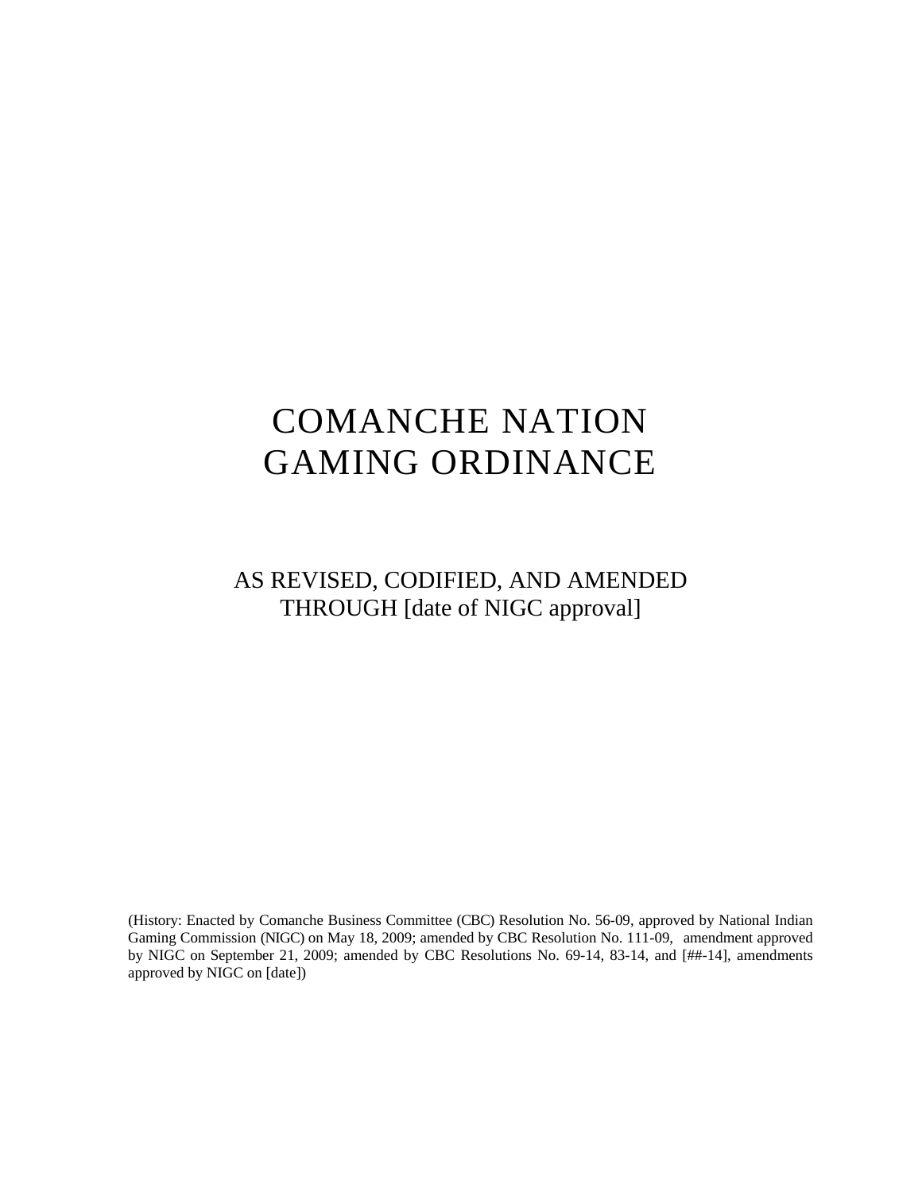# COMANCHE NATION GAMING ORDINANCE

AS REVISED, CODIFIED, AND AMENDED THROUGH [date of NIGC approval]

(History: Enacted by Comanche Business Committee (CBC) Resolution No. 56-09, approved by National Indian Gaming Commission (NIGC) on May 18, 2009; amended by CBC Resolution No. 111-09, amendment approved by NIGC on September 21, 2009; amended by CBC Resolutions No. 69-14, 83-14, and [##-14], amendments approved by NIGC on [date])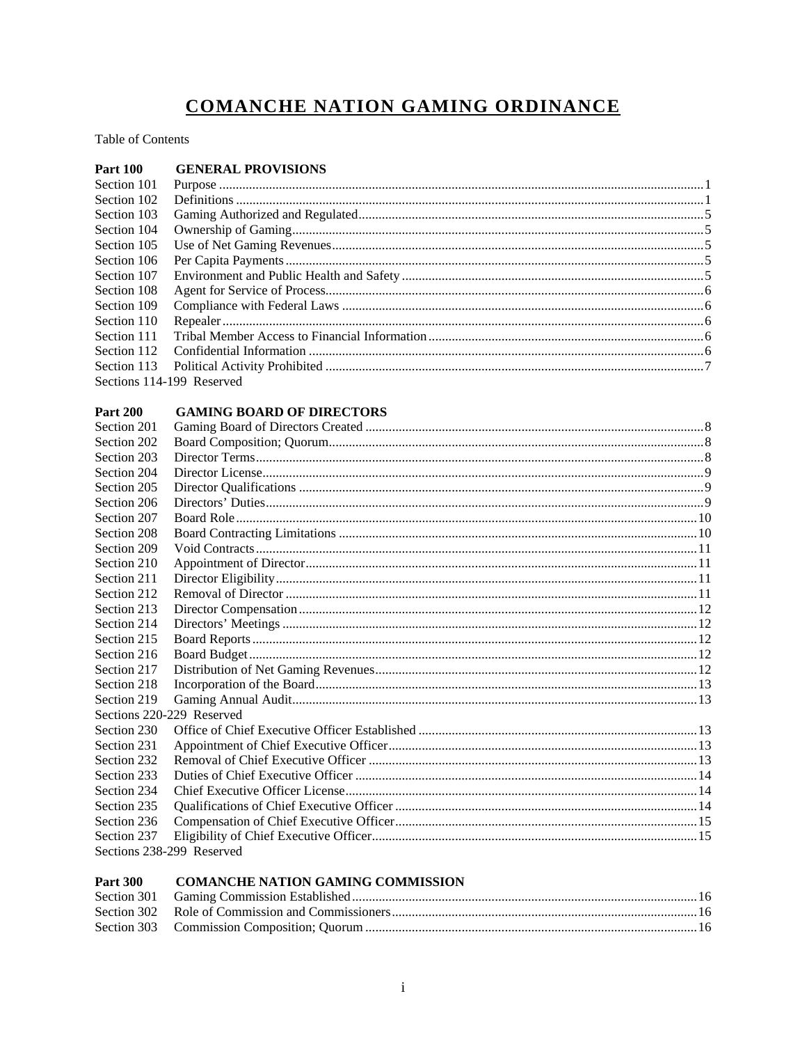# COMANCHE NATION GAMING ORDINANCE

Table of Contents

**Part 100 GENERAL PROVISIONS**

| | | |
|---|---|---|
| Section 101 | Purpose | 1 |
| Section 102 | Definitions | 1 |
| Section 103 | Gaming Authorized and Regulated | 5 |
| Section 104 | Ownership of Gaming | 5 |
| Section 105 | Use of Net Gaming Revenues | 5 |
| Section 106 | Per Capita Payments | 5 |
| Section 107 | Environment and Public Health and Safety | 5 |
| Section 108 | Agent for Service of Process | 6 |
| Section 109 | Compliance with Federal Laws | 6 |
| Section 110 | Repealer | 6 |
| Section 111 | Tribal Member Access to Financial Information | 6 |
| Section 112 | Confidential Information | 6 |
| Section 113 | Political Activity Prohibited | 7 |
| Sections 114-199 Reserved | | |

**Part 200 GAMING BOARD OF DIRECTORS**

| | | |
|---|---|---|
| Section 201 | Gaming Board of Directors Created | 8 |
| Section 202 | Board Composition; Quorum | 8 |
| Section 203 | Director Terms | 8 |
| Section 204 | Director License | 9 |
| Section 205 | Director Qualifications | 9 |
| Section 206 | Directors' Duties | 9 |
| Section 207 | Board Role | 10 |
| Section 208 | Board Contracting Limitations | 10 |
| Section 209 | Void Contracts | 11 |
| Section 210 | Appointment of Director | 11 |
| Section 211 | Director Eligibility | 11 |
| Section 212 | Removal of Director | 11 |
| Section 213 | Director Compensation | 12 |
| Section 214 | Directors' Meetings | 12 |
| Section 215 | Board Reports | 12 |
| Section 216 | Board Budget | 12 |
| Section 217 | Distribution of Net Gaming Revenues | 12 |
| Section 218 | Incorporation of the Board | 13 |
| Section 219 | Gaming Annual Audit | 13 |
| Sections 220-229 Reserved | | |
| Section 230 | Office of Chief Executive Officer Established | 13 |
| Section 231 | Appointment of Chief Executive Officer | 13 |
| Section 232 | Removal of Chief Executive Officer | 13 |
| Section 233 | Duties of Chief Executive Officer | 14 |
| Section 234 | Chief Executive Officer License | 14 |
| Section 235 | Qualifications of Chief Executive Officer | 14 |
| Section 236 | Compensation of Chief Executive Officer | 15 |
| Section 237 | Eligibility of Chief Executive Officer | 15 |
| Sections 238-299 Reserved | | |

**Part 300 COMANCHE NATION GAMING COMMISSION**

| | | |
|---|---|---|
| Section 301 | Gaming Commission Established | 16 |
| Section 302 | Role of Commission and Commissioners | 16 |
| Section 303 | Commission Composition; Quorum | 16 |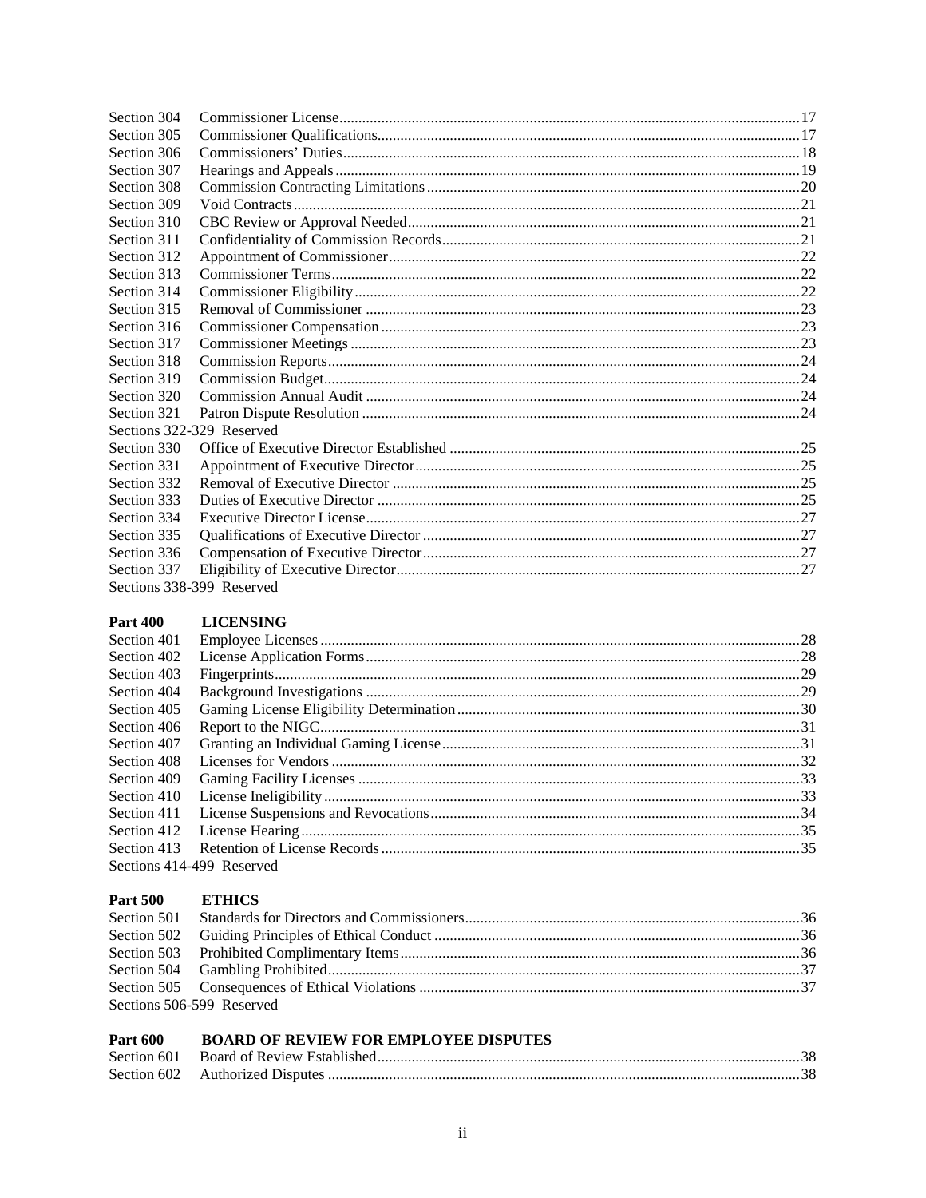| | | |
|---|---|---|
| Section 304 | Commissioner License | 17 |
| Section 305 | Commissioner Qualifications | 17 |
| Section 306 | Commissioners' Duties | 18 |
| Section 307 | Hearings and Appeals | 19 |
| Section 308 | Commission Contracting Limitations | 20 |
| Section 309 | Void Contracts | 21 |
| Section 310 | CBC Review or Approval Needed | 21 |
| Section 311 | Confidentiality of Commission Records | 21 |
| Section 312 | Appointment of Commissioner | 22 |
| Section 313 | Commissioner Terms | 22 |
| Section 314 | Commissioner Eligibility | 22 |
| Section 315 | Removal of Commissioner | 23 |
| Section 316 | Commissioner Compensation | 23 |
| Section 317 | Commissioner Meetings | 23 |
| Section 318 | Commission Reports | 24 |
| Section 319 | Commission Budget | 24 |
| Section 320 | Commission Annual Audit | 24 |
| Section 321 | Patron Dispute Resolution | 24 |
| Sections 322-329 Reserved | | |
| Section 330 | Office of Executive Director Established | 25 |
| Section 331 | Appointment of Executive Director | 25 |
| Section 332 | Removal of Executive Director | 25 |
| Section 333 | Duties of Executive Director | 25 |
| Section 334 | Executive Director License | 27 |
| Section 335 | Qualifications of Executive Director | 27 |
| Section 336 | Compensation of Executive Director | 27 |
| Section 337 | Eligibility of Executive Director | 27 |
| Sections 338-399 Reserved | | |

**Part 400 LICENSING**

| | | |
|---|---|---|
| Section 401 | Employee Licenses | 28 |
| Section 402 | License Application Forms | 28 |
| Section 403 | Fingerprints | 29 |
| Section 404 | Background Investigations | 29 |
| Section 405 | Gaming License Eligibility Determination | 30 |
| Section 406 | Report to the NIGC | 31 |
| Section 407 | Granting an Individual Gaming License | 31 |
| Section 408 | Licenses for Vendors | 32 |
| Section 409 | Gaming Facility Licenses | 33 |
| Section 410 | License Ineligibility | 33 |
| Section 411 | License Suspensions and Revocations | 34 |
| Section 412 | License Hearing | 35 |
| Section 413 | Retention of License Records | 35 |
| Sections 414-499 Reserved | | |

**Part 500 ETHICS**

| | | |
|---|---|---|
| Section 501 | Standards for Directors and Commissioners | 36 |
| Section 502 | Guiding Principles of Ethical Conduct | 36 |
| Section 503 | Prohibited Complimentary Items | 36 |
| Section 504 | Gambling Prohibited | 37 |
| Section 505 | Consequences of Ethical Violations | 37 |
| Sections 506-599 Reserved | | |

**Part 600 BOARD OF REVIEW FOR EMPLOYEE DISPUTES**

| | | |
|---|---|---|
| Section 601 | Board of Review Established | 38 |
| Section 602 | Authorized Disputes | 38 |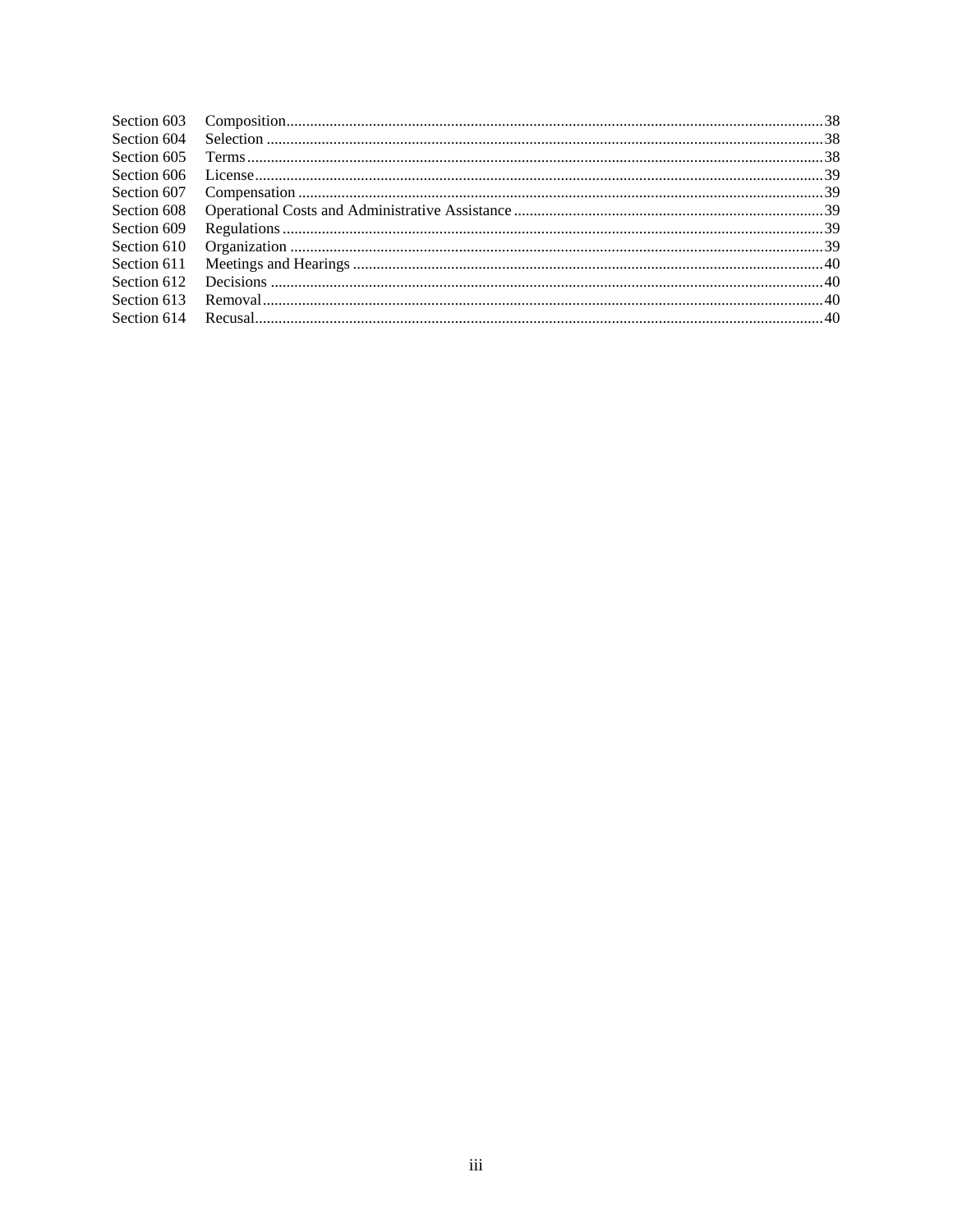| | | |
|---|---|---|
| Section 603 | Composition | 38 |
| Section 604 | Selection | 38 |
| Section 605 | Terms | 38 |
| Section 606 | License | 39 |
| Section 607 | Compensation | 39 |
| Section 608 | Operational Costs and Administrative Assistance | 39 |
| Section 609 | Regulations | 39 |
| Section 610 | Organization | 39 |
| Section 611 | Meetings and Hearings | 40 |
| Section 612 | Decisions | 40 |
| Section 613 | Removal | 40 |
| Section 614 | Recusal | 40 |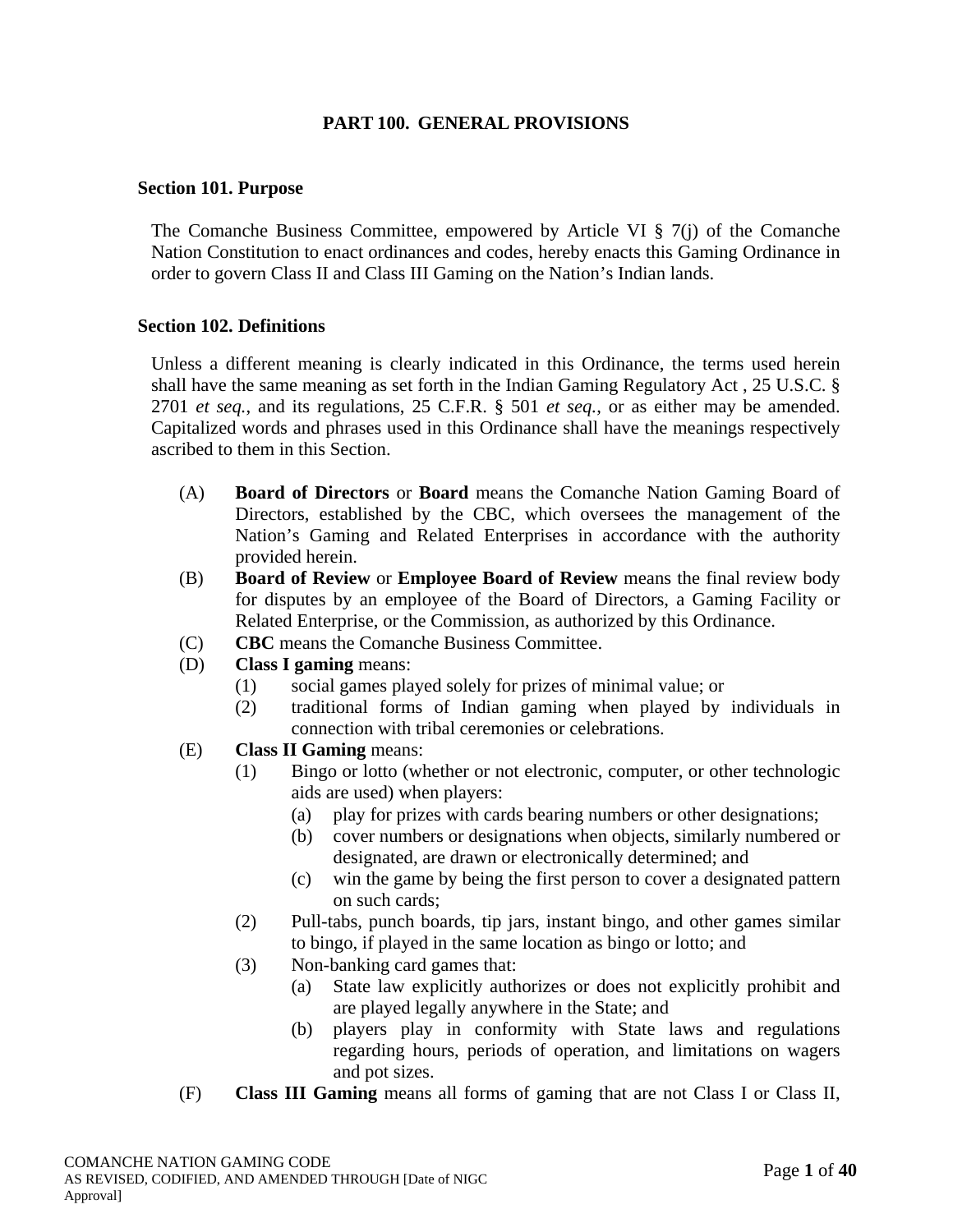## PART 100. GENERAL PROVISIONS

### Section 101. Purpose

The Comanche Business Committee, empowered by Article VI § 7(j) of the Comanche Nation Constitution to enact ordinances and codes, hereby enacts this Gaming Ordinance in order to govern Class II and Class III Gaming on the Nation's Indian lands.

### Section 102. Definitions

Unless a different meaning is clearly indicated in this Ordinance, the terms used herein shall have the same meaning as set forth in the Indian Gaming Regulatory Act , 25 U.S.C. § 2701 *et seq.*, and its regulations, 25 C.F.R. § 501 *et seq.*, or as either may be amended. Capitalized words and phrases used in this Ordinance shall have the meanings respectively ascribed to them in this Section.

(A) **Board of Directors** or **Board** means the Comanche Nation Gaming Board of Directors, established by the CBC, which oversees the management of the Nation's Gaming and Related Enterprises in accordance with the authority provided herein.

(B) **Board of Review** or **Employee Board of Review** means the final review body for disputes by an employee of the Board of Directors, a Gaming Facility or Related Enterprise, or the Commission, as authorized by this Ordinance.

(C) **CBC** means the Comanche Business Committee.

(D) **Class I gaming** means:
- (1) social games played solely for prizes of minimal value; or
- (2) traditional forms of Indian gaming when played by individuals in connection with tribal ceremonies or celebrations.

(E) **Class II Gaming** means:
- (1) Bingo or lotto (whether or not electronic, computer, or other technologic aids are used) when players:
  - (a) play for prizes with cards bearing numbers or other designations;
  - (b) cover numbers or designations when objects, similarly numbered or designated, are drawn or electronically determined; and
  - (c) win the game by being the first person to cover a designated pattern on such cards;
- (2) Pull-tabs, punch boards, tip jars, instant bingo, and other games similar to bingo, if played in the same location as bingo or lotto; and
- (3) Non-banking card games that:
  - (a) State law explicitly authorizes or does not explicitly prohibit and are played legally anywhere in the State; and
  - (b) players play in conformity with State laws and regulations regarding hours, periods of operation, and limitations on wagers and pot sizes.

(F) **Class III Gaming** means all forms of gaming that are not Class I or Class II,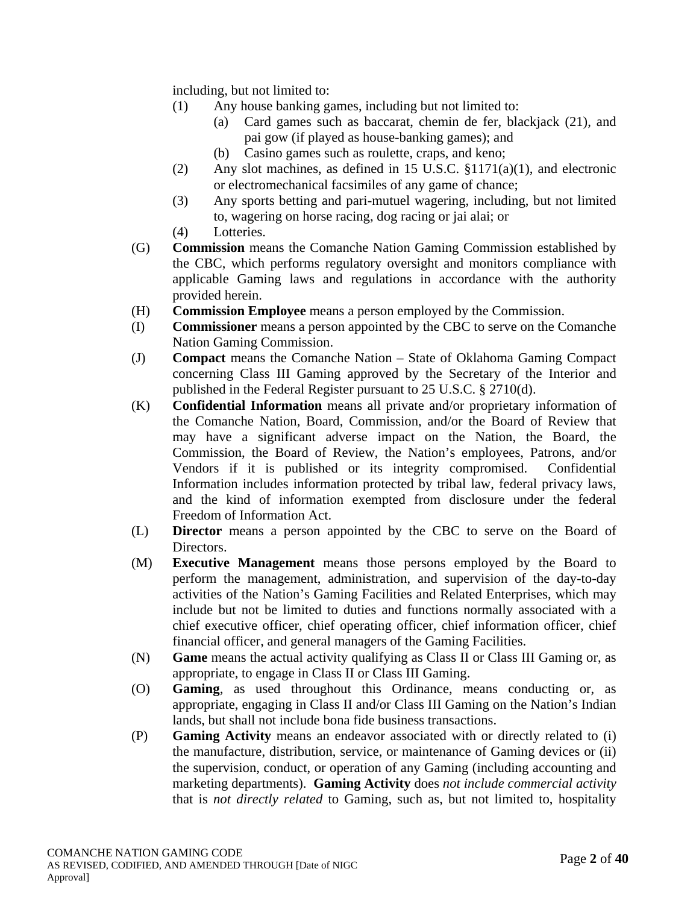including, but not limited to:

(1) Any house banking games, including but not limited to:

  (a) Card games such as baccarat, chemin de fer, blackjack (21), and pai gow (if played as house-banking games); and

  (b) Casino games such as roulette, craps, and keno;

(2) Any slot machines, as defined in 15 U.S.C. §1171(a)(1), and electronic or electromechanical facsimiles of any game of chance;

(3) Any sports betting and pari-mutuel wagering, including, but not limited to, wagering on horse racing, dog racing or jai alai; or

(4) Lotteries.

(G) **Commission** means the Comanche Nation Gaming Commission established by the CBC, which performs regulatory oversight and monitors compliance with applicable Gaming laws and regulations in accordance with the authority provided herein.

(H) **Commission Employee** means a person employed by the Commission.

(I) **Commissioner** means a person appointed by the CBC to serve on the Comanche Nation Gaming Commission.

(J) **Compact** means the Comanche Nation – State of Oklahoma Gaming Compact concerning Class III Gaming approved by the Secretary of the Interior and published in the Federal Register pursuant to 25 U.S.C. § 2710(d).

(K) **Confidential Information** means all private and/or proprietary information of the Comanche Nation, Board, Commission, and/or the Board of Review that may have a significant adverse impact on the Nation, the Board, the Commission, the Board of Review, the Nation's employees, Patrons, and/or Vendors if it is published or its integrity compromised. Confidential Information includes information protected by tribal law, federal privacy laws, and the kind of information exempted from disclosure under the federal Freedom of Information Act.

(L) **Director** means a person appointed by the CBC to serve on the Board of Directors.

(M) **Executive Management** means those persons employed by the Board to perform the management, administration, and supervision of the day-to-day activities of the Nation's Gaming Facilities and Related Enterprises, which may include but not be limited to duties and functions normally associated with a chief executive officer, chief operating officer, chief information officer, chief financial officer, and general managers of the Gaming Facilities.

(N) **Game** means the actual activity qualifying as Class II or Class III Gaming or, as appropriate, to engage in Class II or Class III Gaming.

(O) **Gaming**, as used throughout this Ordinance, means conducting or, as appropriate, engaging in Class II and/or Class III Gaming on the Nation's Indian lands, but shall not include bona fide business transactions.

(P) **Gaming Activity** means an endeavor associated with or directly related to (i) the manufacture, distribution, service, or maintenance of Gaming devices or (ii) the supervision, conduct, or operation of any Gaming (including accounting and marketing departments). **Gaming Activity** does *not include commercial activity* that is *not directly related* to Gaming, such as, but not limited to, hospitality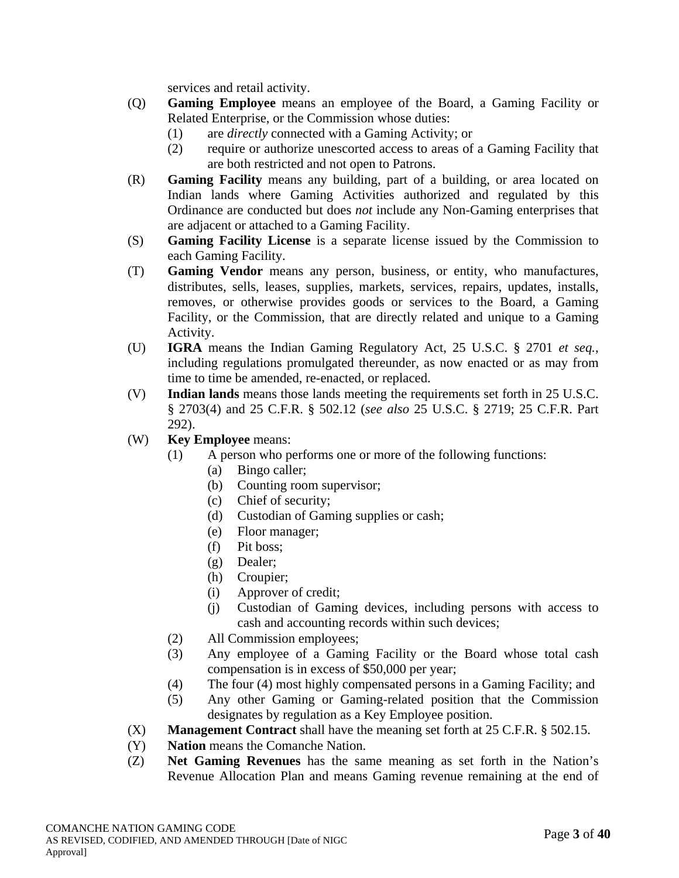services and retail activity.

(Q) **Gaming Employee** means an employee of the Board, a Gaming Facility or Related Enterprise, or the Commission whose duties:

 (1) are *directly* connected with a Gaming Activity; or

 (2) require or authorize unescorted access to areas of a Gaming Facility that are both restricted and not open to Patrons.

(R) **Gaming Facility** means any building, part of a building, or area located on Indian lands where Gaming Activities authorized and regulated by this Ordinance are conducted but does *not* include any Non-Gaming enterprises that are adjacent or attached to a Gaming Facility.

(S) **Gaming Facility License** is a separate license issued by the Commission to each Gaming Facility.

(T) **Gaming Vendor** means any person, business, or entity, who manufactures, distributes, sells, leases, supplies, markets, services, repairs, updates, installs, removes, or otherwise provides goods or services to the Board, a Gaming Facility, or the Commission, that are directly related and unique to a Gaming Activity.

(U) **IGRA** means the Indian Gaming Regulatory Act, 25 U.S.C. § 2701 *et seq.*, including regulations promulgated thereunder, as now enacted or as may from time to time be amended, re-enacted, or replaced.

(V) **Indian lands** means those lands meeting the requirements set forth in 25 U.S.C. § 2703(4) and 25 C.F.R. § 502.12 (*see also* 25 U.S.C. § 2719; 25 C.F.R. Part 292).

(W) **Key Employee** means:

 (1) A person who performs one or more of the following functions:

  (a) Bingo caller;

  (b) Counting room supervisor;

  (c) Chief of security;

  (d) Custodian of Gaming supplies or cash;

  (e) Floor manager;

  (f) Pit boss;

  (g) Dealer;

  (h) Croupier;

  (i) Approver of credit;

  (j) Custodian of Gaming devices, including persons with access to cash and accounting records within such devices;

 (2) All Commission employees;

 (3) Any employee of a Gaming Facility or the Board whose total cash compensation is in excess of $50,000 per year;

 (4) The four (4) most highly compensated persons in a Gaming Facility; and

 (5) Any other Gaming or Gaming-related position that the Commission designates by regulation as a Key Employee position.

(X) **Management Contract** shall have the meaning set forth at 25 C.F.R. § 502.15.

(Y) **Nation** means the Comanche Nation.

(Z) **Net Gaming Revenues** has the same meaning as set forth in the Nation's Revenue Allocation Plan and means Gaming revenue remaining at the end of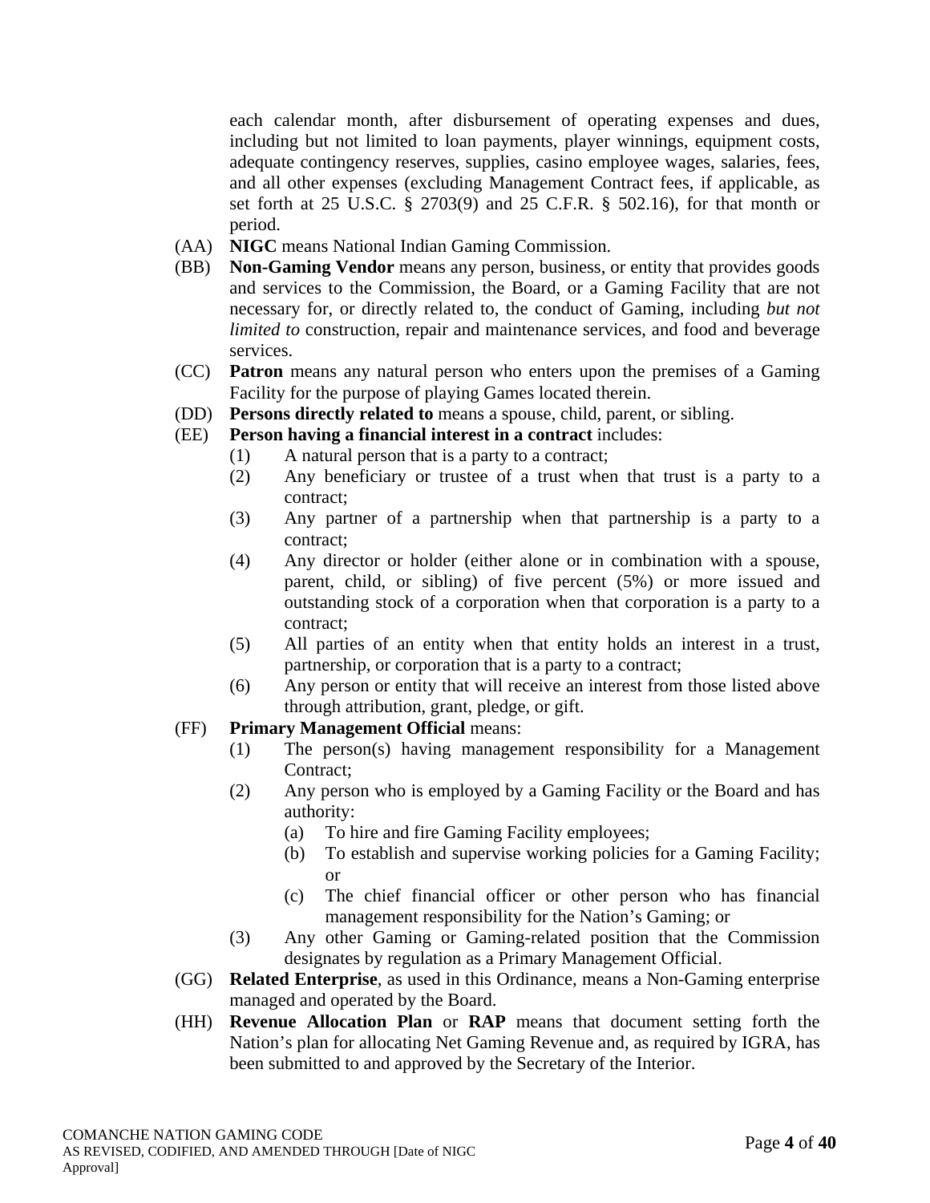each calendar month, after disbursement of operating expenses and dues, including but not limited to loan payments, player winnings, equipment costs, adequate contingency reserves, supplies, casino employee wages, salaries, fees, and all other expenses (excluding Management Contract fees, if applicable, as set forth at 25 U.S.C. § 2703(9) and 25 C.F.R. § 502.16), for that month or period.

(AA) **NIGC** means National Indian Gaming Commission.

(BB) **Non-Gaming Vendor** means any person, business, or entity that provides goods and services to the Commission, the Board, or a Gaming Facility that are not necessary for, or directly related to, the conduct of Gaming, including *but not limited to* construction, repair and maintenance services, and food and beverage services.

(CC) **Patron** means any natural person who enters upon the premises of a Gaming Facility for the purpose of playing Games located therein.

(DD) **Persons directly related to** means a spouse, child, parent, or sibling.

(EE) **Person having a financial interest in a contract** includes:

- (1) A natural person that is a party to a contract;
- (2) Any beneficiary or trustee of a trust when that trust is a party to a contract;
- (3) Any partner of a partnership when that partnership is a party to a contract;
- (4) Any director or holder (either alone or in combination with a spouse, parent, child, or sibling) of five percent (5%) or more issued and outstanding stock of a corporation when that corporation is a party to a contract;
- (5) All parties of an entity when that entity holds an interest in a trust, partnership, or corporation that is a party to a contract;
- (6) Any person or entity that will receive an interest from those listed above through attribution, grant, pledge, or gift.

(FF) **Primary Management Official** means:

- (1) The person(s) having management responsibility for a Management Contract;
- (2) Any person who is employed by a Gaming Facility or the Board and has authority:
  - (a) To hire and fire Gaming Facility employees;
  - (b) To establish and supervise working policies for a Gaming Facility; or
  - (c) The chief financial officer or other person who has financial management responsibility for the Nation's Gaming; or
- (3) Any other Gaming or Gaming-related position that the Commission designates by regulation as a Primary Management Official.

(GG) **Related Enterprise**, as used in this Ordinance, means a Non-Gaming enterprise managed and operated by the Board.

(HH) **Revenue Allocation Plan** or **RAP** means that document setting forth the Nation's plan for allocating Net Gaming Revenue and, as required by IGRA, has been submitted to and approved by the Secretary of the Interior.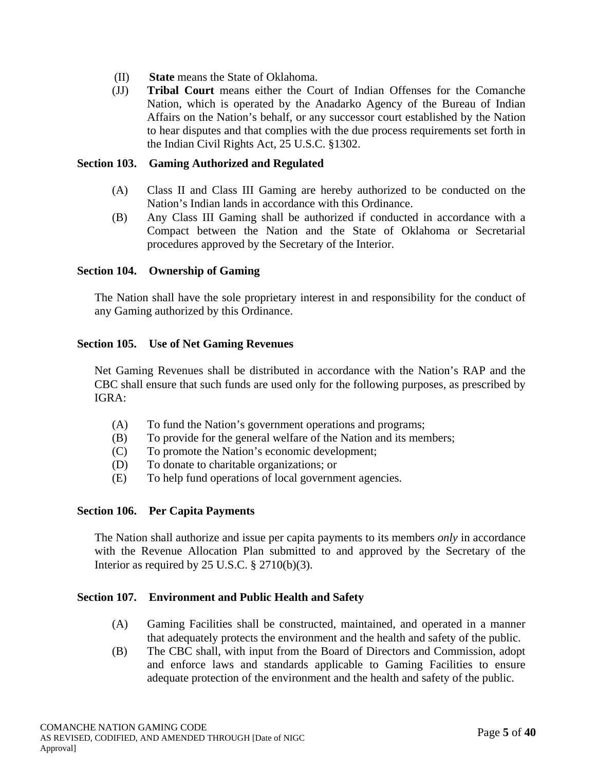(II) **State** means the State of Oklahoma.

(JJ) **Tribal Court** means either the Court of Indian Offenses for the Comanche Nation, which is operated by the Anadarko Agency of the Bureau of Indian Affairs on the Nation's behalf, or any successor court established by the Nation to hear disputes and that complies with the due process requirements set forth in the Indian Civil Rights Act, 25 U.S.C. §1302.

### Section 103. Gaming Authorized and Regulated

(A) Class II and Class III Gaming are hereby authorized to be conducted on the Nation's Indian lands in accordance with this Ordinance.

(B) Any Class III Gaming shall be authorized if conducted in accordance with a Compact between the Nation and the State of Oklahoma or Secretarial procedures approved by the Secretary of the Interior.

### Section 104. Ownership of Gaming

The Nation shall have the sole proprietary interest in and responsibility for the conduct of any Gaming authorized by this Ordinance.

### Section 105. Use of Net Gaming Revenues

Net Gaming Revenues shall be distributed in accordance with the Nation's RAP and the CBC shall ensure that such funds are used only for the following purposes, as prescribed by IGRA:

(A) To fund the Nation's government operations and programs;
(B) To provide for the general welfare of the Nation and its members;
(C) To promote the Nation's economic development;
(D) To donate to charitable organizations; or
(E) To help fund operations of local government agencies.

### Section 106. Per Capita Payments

The Nation shall authorize and issue per capita payments to its members *only* in accordance with the Revenue Allocation Plan submitted to and approved by the Secretary of the Interior as required by 25 U.S.C. § 2710(b)(3).

### Section 107. Environment and Public Health and Safety

(A) Gaming Facilities shall be constructed, maintained, and operated in a manner that adequately protects the environment and the health and safety of the public.

(B) The CBC shall, with input from the Board of Directors and Commission, adopt and enforce laws and standards applicable to Gaming Facilities to ensure adequate protection of the environment and the health and safety of the public.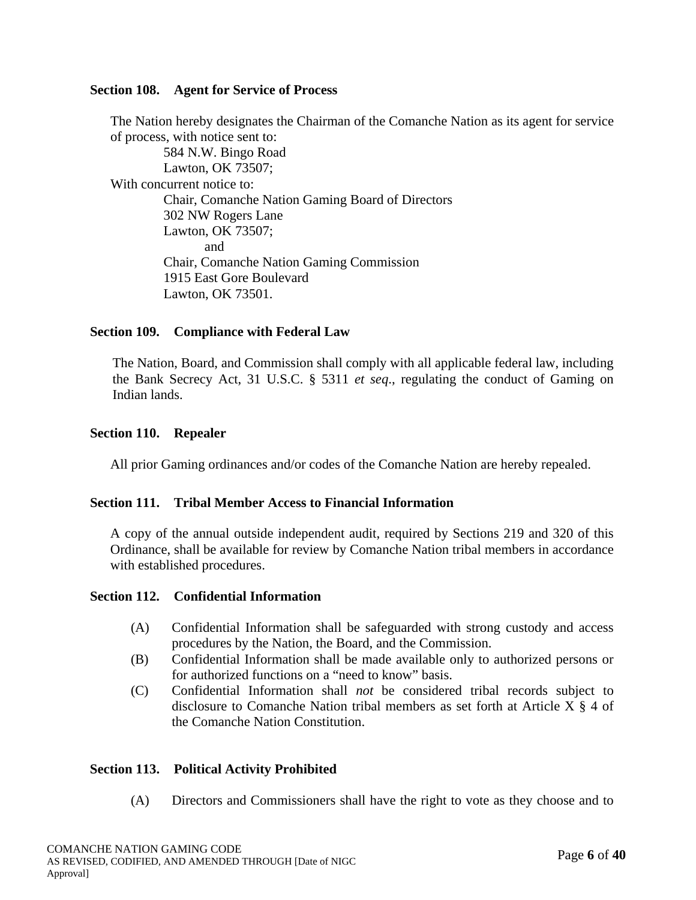### Section 108. Agent for Service of Process

The Nation hereby designates the Chairman of the Comanche Nation as its agent for service of process, with notice sent to:

584 N.W. Bingo Road
Lawton, OK 73507;

With concurrent notice to:

Chair, Comanche Nation Gaming Board of Directors
302 NW Rogers Lane
Lawton, OK 73507;
and
Chair, Comanche Nation Gaming Commission
1915 East Gore Boulevard
Lawton, OK 73501.

### Section 109. Compliance with Federal Law

The Nation, Board, and Commission shall comply with all applicable federal law, including the Bank Secrecy Act, 31 U.S.C. § 5311 *et seq*., regulating the conduct of Gaming on Indian lands.

### Section 110. Repealer

All prior Gaming ordinances and/or codes of the Comanche Nation are hereby repealed.

### Section 111. Tribal Member Access to Financial Information

A copy of the annual outside independent audit, required by Sections 219 and 320 of this Ordinance, shall be available for review by Comanche Nation tribal members in accordance with established procedures.

### Section 112. Confidential Information

(A) Confidential Information shall be safeguarded with strong custody and access procedures by the Nation, the Board, and the Commission.

(B) Confidential Information shall be made available only to authorized persons or for authorized functions on a "need to know" basis.

(C) Confidential Information shall *not* be considered tribal records subject to disclosure to Comanche Nation tribal members as set forth at Article X § 4 of the Comanche Nation Constitution.

### Section 113. Political Activity Prohibited

(A) Directors and Commissioners shall have the right to vote as they choose and to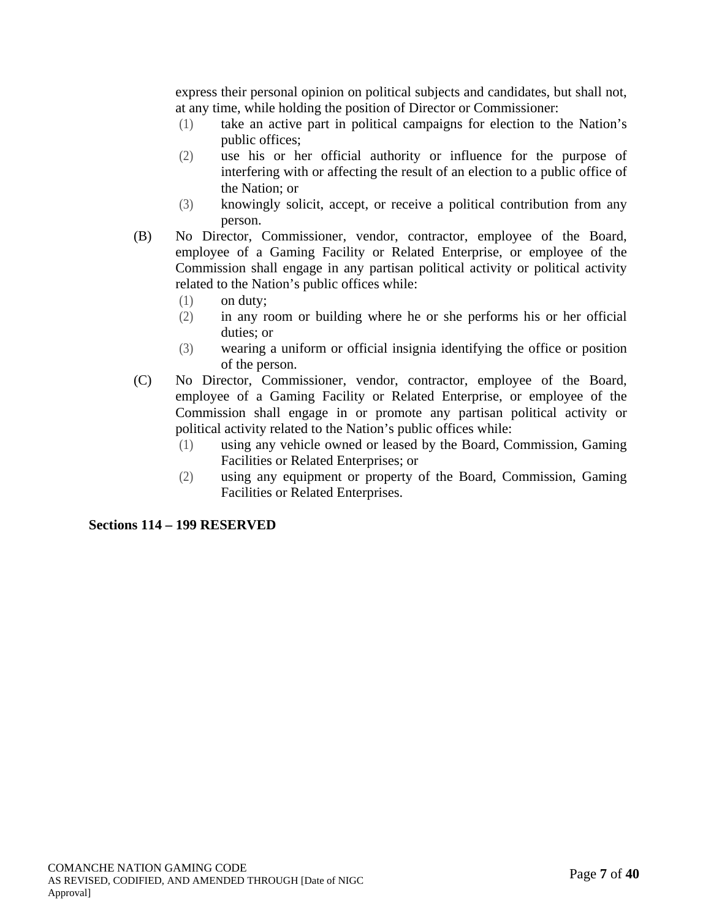express their personal opinion on political subjects and candidates, but shall not, at any time, while holding the position of Director or Commissioner:

(1) take an active part in political campaigns for election to the Nation's public offices;

(2) use his or her official authority or influence for the purpose of interfering with or affecting the result of an election to a public office of the Nation; or

(3) knowingly solicit, accept, or receive a political contribution from any person.

(B) No Director, Commissioner, vendor, contractor, employee of the Board, employee of a Gaming Facility or Related Enterprise, or employee of the Commission shall engage in any partisan political activity or political activity related to the Nation's public offices while:

(1) on duty;

(2) in any room or building where he or she performs his or her official duties; or

(3) wearing a uniform or official insignia identifying the office or position of the person.

(C) No Director, Commissioner, vendor, contractor, employee of the Board, employee of a Gaming Facility or Related Enterprise, or employee of the Commission shall engage in or promote any partisan political activity or political activity related to the Nation's public offices while:

(1) using any vehicle owned or leased by the Board, Commission, Gaming Facilities or Related Enterprises; or

(2) using any equipment or property of the Board, Commission, Gaming Facilities or Related Enterprises.

**Sections 114 – 199 RESERVED**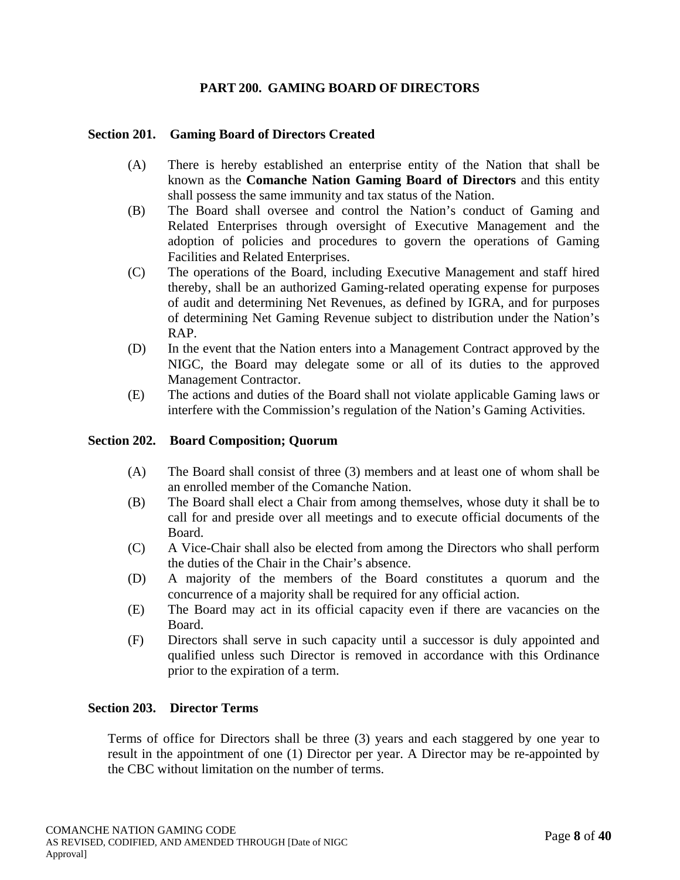## PART 200. GAMING BOARD OF DIRECTORS

### Section 201. Gaming Board of Directors Created

(A) There is hereby established an enterprise entity of the Nation that shall be known as the **Comanche Nation Gaming Board of Directors** and this entity shall possess the same immunity and tax status of the Nation.

(B) The Board shall oversee and control the Nation's conduct of Gaming and Related Enterprises through oversight of Executive Management and the adoption of policies and procedures to govern the operations of Gaming Facilities and Related Enterprises.

(C) The operations of the Board, including Executive Management and staff hired thereby, shall be an authorized Gaming-related operating expense for purposes of audit and determining Net Revenues, as defined by IGRA, and for purposes of determining Net Gaming Revenue subject to distribution under the Nation's RAP.

(D) In the event that the Nation enters into a Management Contract approved by the NIGC, the Board may delegate some or all of its duties to the approved Management Contractor.

(E) The actions and duties of the Board shall not violate applicable Gaming laws or interfere with the Commission's regulation of the Nation's Gaming Activities.

### Section 202. Board Composition; Quorum

(A) The Board shall consist of three (3) members and at least one of whom shall be an enrolled member of the Comanche Nation.

(B) The Board shall elect a Chair from among themselves, whose duty it shall be to call for and preside over all meetings and to execute official documents of the Board.

(C) A Vice-Chair shall also be elected from among the Directors who shall perform the duties of the Chair in the Chair's absence.

(D) A majority of the members of the Board constitutes a quorum and the concurrence of a majority shall be required for any official action.

(E) The Board may act in its official capacity even if there are vacancies on the Board.

(F) Directors shall serve in such capacity until a successor is duly appointed and qualified unless such Director is removed in accordance with this Ordinance prior to the expiration of a term.

### Section 203. Director Terms

Terms of office for Directors shall be three (3) years and each staggered by one year to result in the appointment of one (1) Director per year. A Director may be re-appointed by the CBC without limitation on the number of terms.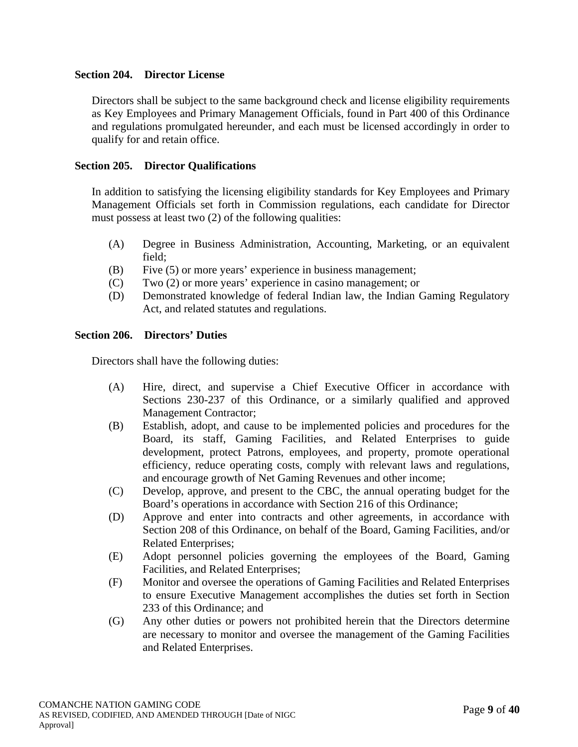**Section 204. Director License**

Directors shall be subject to the same background check and license eligibility requirements as Key Employees and Primary Management Officials, found in Part 400 of this Ordinance and regulations promulgated hereunder, and each must be licensed accordingly in order to qualify for and retain office.

**Section 205. Director Qualifications**

In addition to satisfying the licensing eligibility standards for Key Employees and Primary Management Officials set forth in Commission regulations, each candidate for Director must possess at least two (2) of the following qualities:

(A) Degree in Business Administration, Accounting, Marketing, or an equivalent field;
(B) Five (5) or more years' experience in business management;
(C) Two (2) or more years' experience in casino management; or
(D) Demonstrated knowledge of federal Indian law, the Indian Gaming Regulatory Act, and related statutes and regulations.

**Section 206. Directors' Duties**

Directors shall have the following duties:

(A) Hire, direct, and supervise a Chief Executive Officer in accordance with Sections 230-237 of this Ordinance, or a similarly qualified and approved Management Contractor;
(B) Establish, adopt, and cause to be implemented policies and procedures for the Board, its staff, Gaming Facilities, and Related Enterprises to guide development, protect Patrons, employees, and property, promote operational efficiency, reduce operating costs, comply with relevant laws and regulations, and encourage growth of Net Gaming Revenues and other income;
(C) Develop, approve, and present to the CBC, the annual operating budget for the Board's operations in accordance with Section 216 of this Ordinance;
(D) Approve and enter into contracts and other agreements, in accordance with Section 208 of this Ordinance, on behalf of the Board, Gaming Facilities, and/or Related Enterprises;
(E) Adopt personnel policies governing the employees of the Board, Gaming Facilities, and Related Enterprises;
(F) Monitor and oversee the operations of Gaming Facilities and Related Enterprises to ensure Executive Management accomplishes the duties set forth in Section 233 of this Ordinance; and
(G) Any other duties or powers not prohibited herein that the Directors determine are necessary to monitor and oversee the management of the Gaming Facilities and Related Enterprises.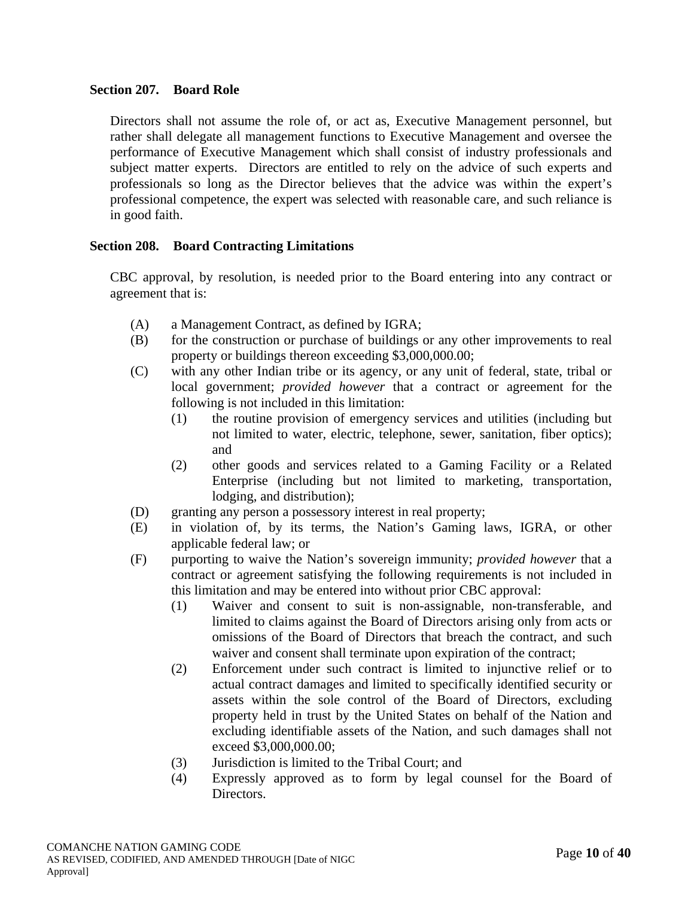### Section 207. Board Role

Directors shall not assume the role of, or act as, Executive Management personnel, but rather shall delegate all management functions to Executive Management and oversee the performance of Executive Management which shall consist of industry professionals and subject matter experts. Directors are entitled to rely on the advice of such experts and professionals so long as the Director believes that the advice was within the expert's professional competence, the expert was selected with reasonable care, and such reliance is in good faith.

### Section 208. Board Contracting Limitations

CBC approval, by resolution, is needed prior to the Board entering into any contract or agreement that is:

- (A) a Management Contract, as defined by IGRA;
- (B) for the construction or purchase of buildings or any other improvements to real property or buildings thereon exceeding $3,000,000.00;
- (C) with any other Indian tribe or its agency, or any unit of federal, state, tribal or local government; *provided however* that a contract or agreement for the following is not included in this limitation:
  - (1) the routine provision of emergency services and utilities (including but not limited to water, electric, telephone, sewer, sanitation, fiber optics); and
  - (2) other goods and services related to a Gaming Facility or a Related Enterprise (including but not limited to marketing, transportation, lodging, and distribution);
- (D) granting any person a possessory interest in real property;
- (E) in violation of, by its terms, the Nation's Gaming laws, IGRA, or other applicable federal law; or
- (F) purporting to waive the Nation's sovereign immunity; *provided however* that a contract or agreement satisfying the following requirements is not included in this limitation and may be entered into without prior CBC approval:
  - (1) Waiver and consent to suit is non-assignable, non-transferable, and limited to claims against the Board of Directors arising only from acts or omissions of the Board of Directors that breach the contract, and such waiver and consent shall terminate upon expiration of the contract;
  - (2) Enforcement under such contract is limited to injunctive relief or to actual contract damages and limited to specifically identified security or assets within the sole control of the Board of Directors, excluding property held in trust by the United States on behalf of the Nation and excluding identifiable assets of the Nation, and such damages shall not exceed $3,000,000.00;
  - (3) Jurisdiction is limited to the Tribal Court; and
  - (4) Expressly approved as to form by legal counsel for the Board of Directors.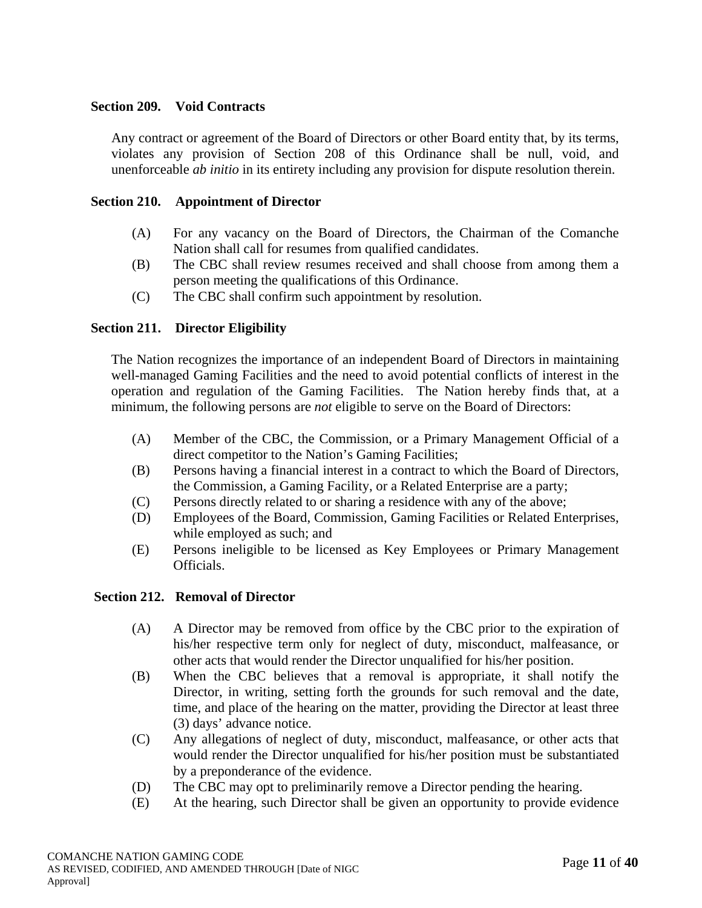**Section 209. Void Contracts**

Any contract or agreement of the Board of Directors or other Board entity that, by its terms, violates any provision of Section 208 of this Ordinance shall be null, void, and unenforceable *ab initio* in its entirety including any provision for dispute resolution therein.

**Section 210. Appointment of Director**

(A) For any vacancy on the Board of Directors, the Chairman of the Comanche Nation shall call for resumes from qualified candidates.

(B) The CBC shall review resumes received and shall choose from among them a person meeting the qualifications of this Ordinance.

(C) The CBC shall confirm such appointment by resolution.

**Section 211. Director Eligibility**

The Nation recognizes the importance of an independent Board of Directors in maintaining well-managed Gaming Facilities and the need to avoid potential conflicts of interest in the operation and regulation of the Gaming Facilities. The Nation hereby finds that, at a minimum, the following persons are *not* eligible to serve on the Board of Directors:

(A) Member of the CBC, the Commission, or a Primary Management Official of a direct competitor to the Nation's Gaming Facilities;

(B) Persons having a financial interest in a contract to which the Board of Directors, the Commission, a Gaming Facility, or a Related Enterprise are a party;

(C) Persons directly related to or sharing a residence with any of the above;

(D) Employees of the Board, Commission, Gaming Facilities or Related Enterprises, while employed as such; and

(E) Persons ineligible to be licensed as Key Employees or Primary Management Officials.

**Section 212. Removal of Director**

(A) A Director may be removed from office by the CBC prior to the expiration of his/her respective term only for neglect of duty, misconduct, malfeasance, or other acts that would render the Director unqualified for his/her position.

(B) When the CBC believes that a removal is appropriate, it shall notify the Director, in writing, setting forth the grounds for such removal and the date, time, and place of the hearing on the matter, providing the Director at least three (3) days' advance notice.

(C) Any allegations of neglect of duty, misconduct, malfeasance, or other acts that would render the Director unqualified for his/her position must be substantiated by a preponderance of the evidence.

(D) The CBC may opt to preliminarily remove a Director pending the hearing.

(E) At the hearing, such Director shall be given an opportunity to provide evidence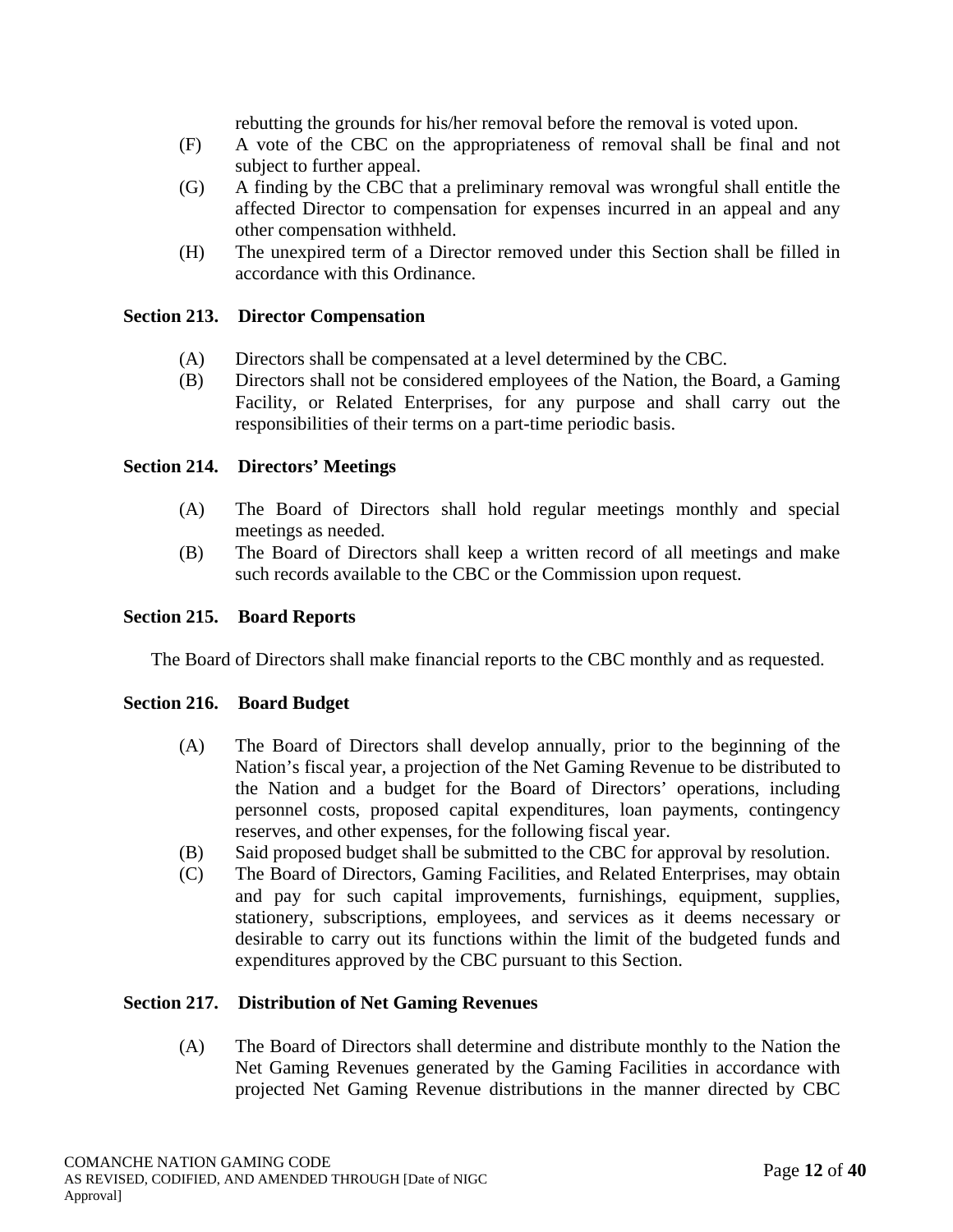rebutting the grounds for his/her removal before the removal is voted upon.

(F) A vote of the CBC on the appropriateness of removal shall be final and not subject to further appeal.

(G) A finding by the CBC that a preliminary removal was wrongful shall entitle the affected Director to compensation for expenses incurred in an appeal and any other compensation withheld.

(H) The unexpired term of a Director removed under this Section shall be filled in accordance with this Ordinance.

### Section 213. Director Compensation

(A) Directors shall be compensated at a level determined by the CBC.

(B) Directors shall not be considered employees of the Nation, the Board, a Gaming Facility, or Related Enterprises, for any purpose and shall carry out the responsibilities of their terms on a part-time periodic basis.

### Section 214. Directors' Meetings

(A) The Board of Directors shall hold regular meetings monthly and special meetings as needed.

(B) The Board of Directors shall keep a written record of all meetings and make such records available to the CBC or the Commission upon request.

### Section 215. Board Reports

The Board of Directors shall make financial reports to the CBC monthly and as requested.

### Section 216. Board Budget

(A) The Board of Directors shall develop annually, prior to the beginning of the Nation's fiscal year, a projection of the Net Gaming Revenue to be distributed to the Nation and a budget for the Board of Directors' operations, including personnel costs, proposed capital expenditures, loan payments, contingency reserves, and other expenses, for the following fiscal year.

(B) Said proposed budget shall be submitted to the CBC for approval by resolution.

(C) The Board of Directors, Gaming Facilities, and Related Enterprises, may obtain and pay for such capital improvements, furnishings, equipment, supplies, stationery, subscriptions, employees, and services as it deems necessary or desirable to carry out its functions within the limit of the budgeted funds and expenditures approved by the CBC pursuant to this Section.

### Section 217. Distribution of Net Gaming Revenues

(A) The Board of Directors shall determine and distribute monthly to the Nation the Net Gaming Revenues generated by the Gaming Facilities in accordance with projected Net Gaming Revenue distributions in the manner directed by CBC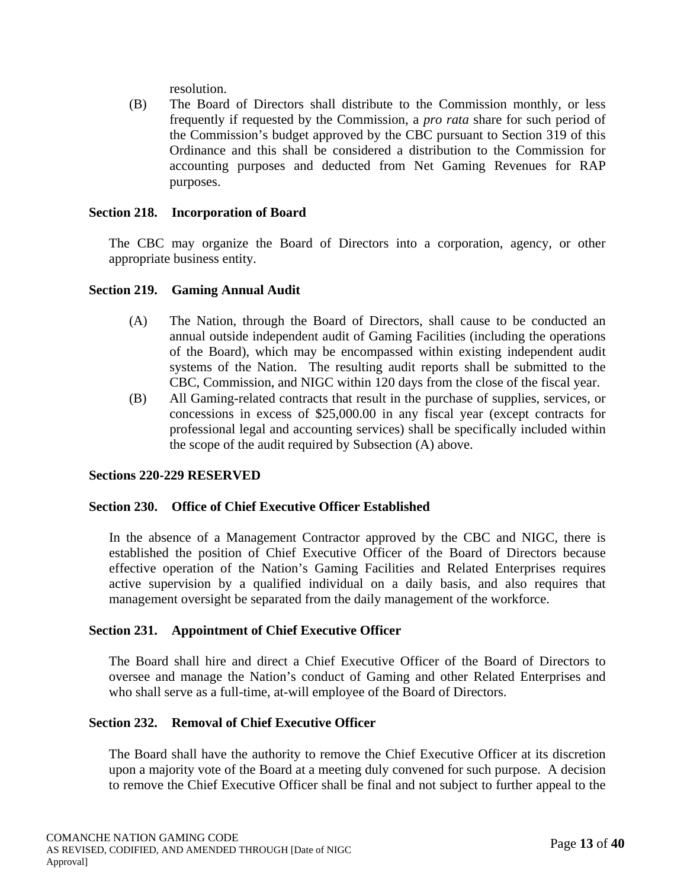resolution.

(B) The Board of Directors shall distribute to the Commission monthly, or less frequently if requested by the Commission, a *pro rata* share for such period of the Commission's budget approved by the CBC pursuant to Section 319 of this Ordinance and this shall be considered a distribution to the Commission for accounting purposes and deducted from Net Gaming Revenues for RAP purposes.

### Section 218. Incorporation of Board

The CBC may organize the Board of Directors into a corporation, agency, or other appropriate business entity.

### Section 219. Gaming Annual Audit

(A) The Nation, through the Board of Directors, shall cause to be conducted an annual outside independent audit of Gaming Facilities (including the operations of the Board), which may be encompassed within existing independent audit systems of the Nation. The resulting audit reports shall be submitted to the CBC, Commission, and NIGC within 120 days from the close of the fiscal year.

(B) All Gaming-related contracts that result in the purchase of supplies, services, or concessions in excess of $25,000.00 in any fiscal year (except contracts for professional legal and accounting services) shall be specifically included within the scope of the audit required by Subsection (A) above.

### Sections 220-229 RESERVED

### Section 230. Office of Chief Executive Officer Established

In the absence of a Management Contractor approved by the CBC and NIGC, there is established the position of Chief Executive Officer of the Board of Directors because effective operation of the Nation's Gaming Facilities and Related Enterprises requires active supervision by a qualified individual on a daily basis, and also requires that management oversight be separated from the daily management of the workforce.

### Section 231. Appointment of Chief Executive Officer

The Board shall hire and direct a Chief Executive Officer of the Board of Directors to oversee and manage the Nation's conduct of Gaming and other Related Enterprises and who shall serve as a full-time, at-will employee of the Board of Directors.

### Section 232. Removal of Chief Executive Officer

The Board shall have the authority to remove the Chief Executive Officer at its discretion upon a majority vote of the Board at a meeting duly convened for such purpose. A decision to remove the Chief Executive Officer shall be final and not subject to further appeal to the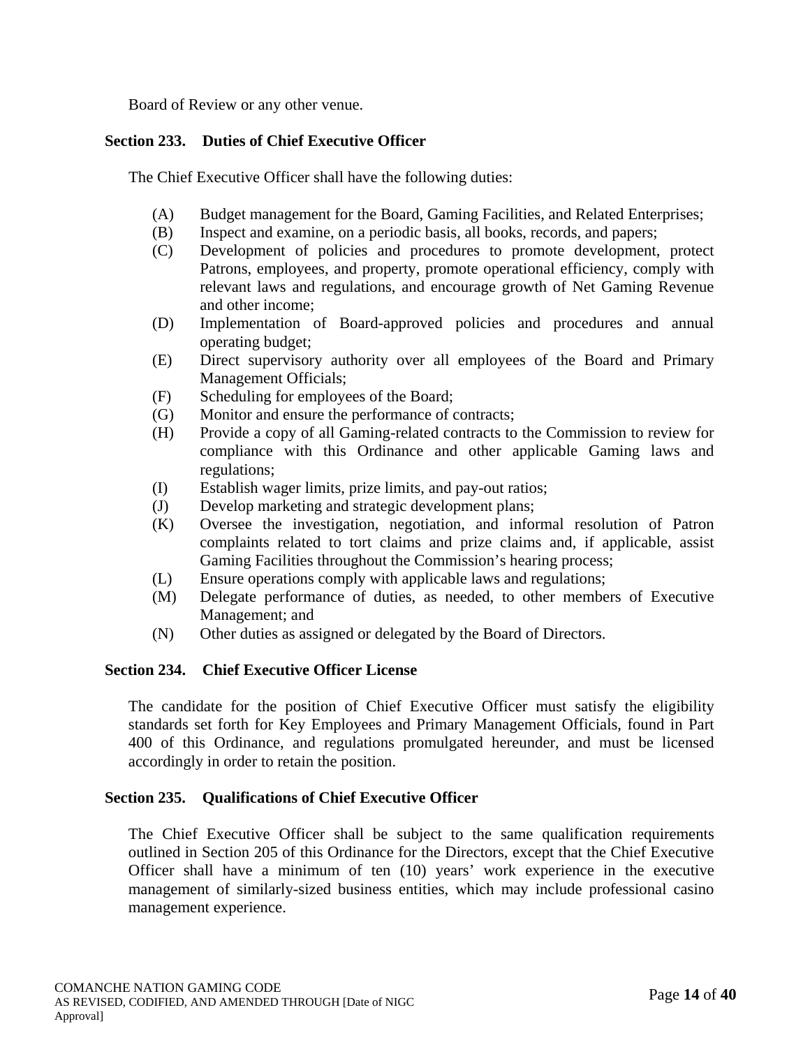Board of Review or any other venue.

### Section 233. Duties of Chief Executive Officer

The Chief Executive Officer shall have the following duties:

(A) Budget management for the Board, Gaming Facilities, and Related Enterprises;
(B) Inspect and examine, on a periodic basis, all books, records, and papers;
(C) Development of policies and procedures to promote development, protect Patrons, employees, and property, promote operational efficiency, comply with relevant laws and regulations, and encourage growth of Net Gaming Revenue and other income;
(D) Implementation of Board-approved policies and procedures and annual operating budget;
(E) Direct supervisory authority over all employees of the Board and Primary Management Officials;
(F) Scheduling for employees of the Board;
(G) Monitor and ensure the performance of contracts;
(H) Provide a copy of all Gaming-related contracts to the Commission to review for compliance with this Ordinance and other applicable Gaming laws and regulations;
(I) Establish wager limits, prize limits, and pay-out ratios;
(J) Develop marketing and strategic development plans;
(K) Oversee the investigation, negotiation, and informal resolution of Patron complaints related to tort claims and prize claims and, if applicable, assist Gaming Facilities throughout the Commission's hearing process;
(L) Ensure operations comply with applicable laws and regulations;
(M) Delegate performance of duties, as needed, to other members of Executive Management; and
(N) Other duties as assigned or delegated by the Board of Directors.

### Section 234. Chief Executive Officer License

The candidate for the position of Chief Executive Officer must satisfy the eligibility standards set forth for Key Employees and Primary Management Officials, found in Part 400 of this Ordinance, and regulations promulgated hereunder, and must be licensed accordingly in order to retain the position.

### Section 235. Qualifications of Chief Executive Officer

The Chief Executive Officer shall be subject to the same qualification requirements outlined in Section 205 of this Ordinance for the Directors, except that the Chief Executive Officer shall have a minimum of ten (10) years' work experience in the executive management of similarly-sized business entities, which may include professional casino management experience.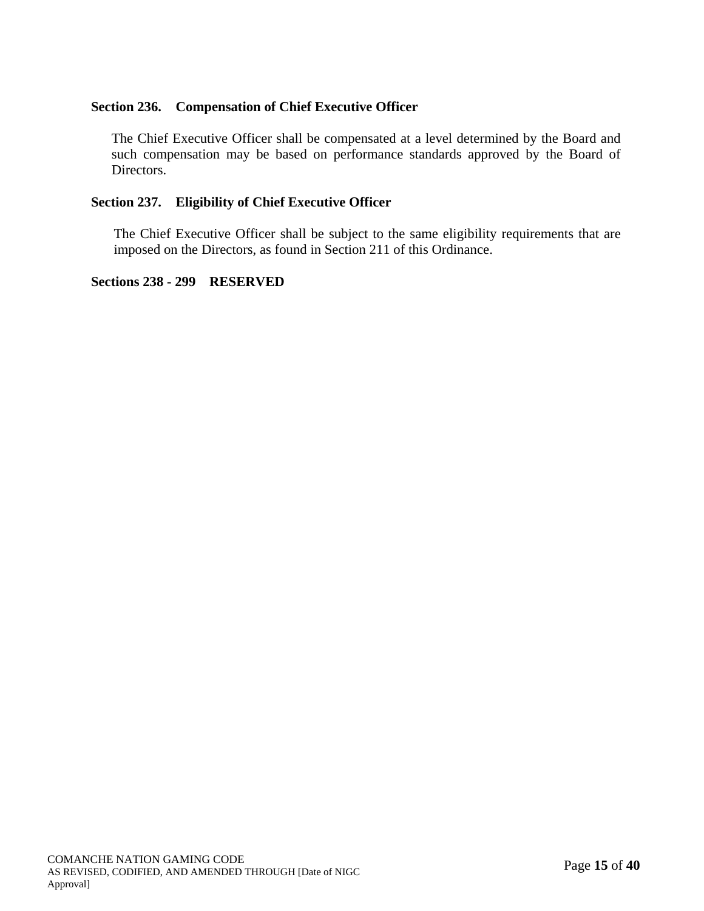**Section 236. Compensation of Chief Executive Officer**

The Chief Executive Officer shall be compensated at a level determined by the Board and such compensation may be based on performance standards approved by the Board of Directors.

**Section 237. Eligibility of Chief Executive Officer**

The Chief Executive Officer shall be subject to the same eligibility requirements that are imposed on the Directors, as found in Section 211 of this Ordinance.

**Sections 238 - 299 RESERVED**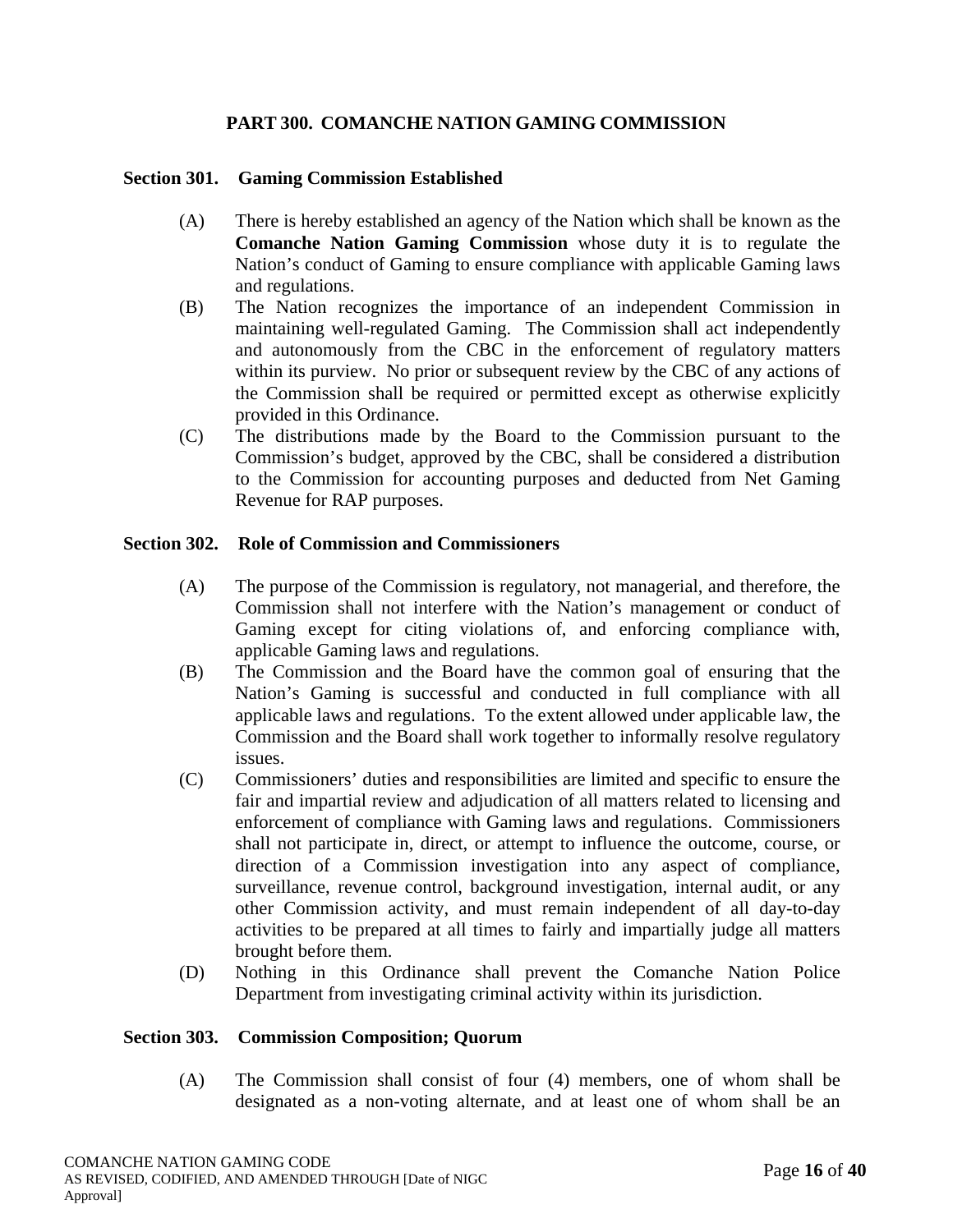## PART 300. COMANCHE NATION GAMING COMMISSION

### Section 301. Gaming Commission Established

(A) There is hereby established an agency of the Nation which shall be known as the **Comanche Nation Gaming Commission** whose duty it is to regulate the Nation's conduct of Gaming to ensure compliance with applicable Gaming laws and regulations.

(B) The Nation recognizes the importance of an independent Commission in maintaining well-regulated Gaming. The Commission shall act independently and autonomously from the CBC in the enforcement of regulatory matters within its purview. No prior or subsequent review by the CBC of any actions of the Commission shall be required or permitted except as otherwise explicitly provided in this Ordinance.

(C) The distributions made by the Board to the Commission pursuant to the Commission's budget, approved by the CBC, shall be considered a distribution to the Commission for accounting purposes and deducted from Net Gaming Revenue for RAP purposes.

### Section 302. Role of Commission and Commissioners

(A) The purpose of the Commission is regulatory, not managerial, and therefore, the Commission shall not interfere with the Nation's management or conduct of Gaming except for citing violations of, and enforcing compliance with, applicable Gaming laws and regulations.

(B) The Commission and the Board have the common goal of ensuring that the Nation's Gaming is successful and conducted in full compliance with all applicable laws and regulations. To the extent allowed under applicable law, the Commission and the Board shall work together to informally resolve regulatory issues.

(C) Commissioners' duties and responsibilities are limited and specific to ensure the fair and impartial review and adjudication of all matters related to licensing and enforcement of compliance with Gaming laws and regulations. Commissioners shall not participate in, direct, or attempt to influence the outcome, course, or direction of a Commission investigation into any aspect of compliance, surveillance, revenue control, background investigation, internal audit, or any other Commission activity, and must remain independent of all day-to-day activities to be prepared at all times to fairly and impartially judge all matters brought before them.

(D) Nothing in this Ordinance shall prevent the Comanche Nation Police Department from investigating criminal activity within its jurisdiction.

### Section 303. Commission Composition; Quorum

(A) The Commission shall consist of four (4) members, one of whom shall be designated as a non-voting alternate, and at least one of whom shall be an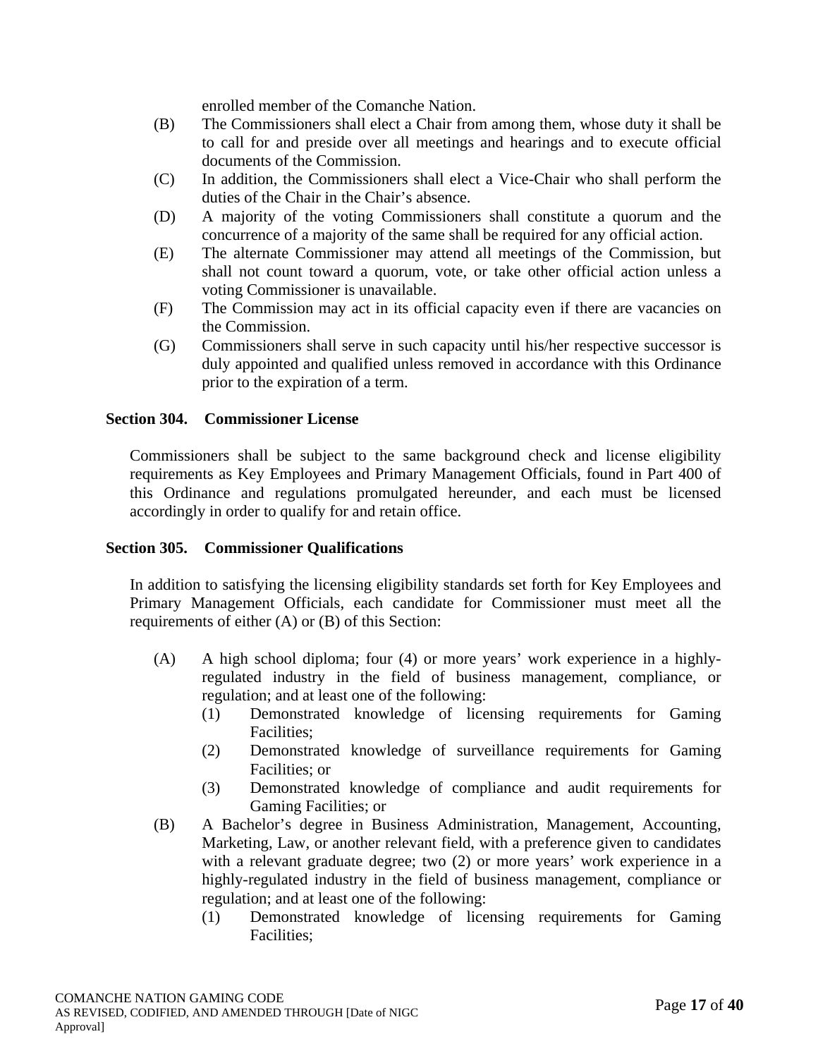enrolled member of the Comanche Nation.

(B) The Commissioners shall elect a Chair from among them, whose duty it shall be to call for and preside over all meetings and hearings and to execute official documents of the Commission.

(C) In addition, the Commissioners shall elect a Vice-Chair who shall perform the duties of the Chair in the Chair's absence.

(D) A majority of the voting Commissioners shall constitute a quorum and the concurrence of a majority of the same shall be required for any official action.

(E) The alternate Commissioner may attend all meetings of the Commission, but shall not count toward a quorum, vote, or take other official action unless a voting Commissioner is unavailable.

(F) The Commission may act in its official capacity even if there are vacancies on the Commission.

(G) Commissioners shall serve in such capacity until his/her respective successor is duly appointed and qualified unless removed in accordance with this Ordinance prior to the expiration of a term.

**Section 304. Commissioner License**

Commissioners shall be subject to the same background check and license eligibility requirements as Key Employees and Primary Management Officials, found in Part 400 of this Ordinance and regulations promulgated hereunder, and each must be licensed accordingly in order to qualify for and retain office.

**Section 305. Commissioner Qualifications**

In addition to satisfying the licensing eligibility standards set forth for Key Employees and Primary Management Officials, each candidate for Commissioner must meet all the requirements of either (A) or (B) of this Section:

(A) A high school diploma; four (4) or more years' work experience in a highly-regulated industry in the field of business management, compliance, or regulation; and at least one of the following:

(1) Demonstrated knowledge of licensing requirements for Gaming Facilities;

(2) Demonstrated knowledge of surveillance requirements for Gaming Facilities; or

(3) Demonstrated knowledge of compliance and audit requirements for Gaming Facilities; or

(B) A Bachelor's degree in Business Administration, Management, Accounting, Marketing, Law, or another relevant field, with a preference given to candidates with a relevant graduate degree; two (2) or more years' work experience in a highly-regulated industry in the field of business management, compliance or regulation; and at least one of the following:

(1) Demonstrated knowledge of licensing requirements for Gaming Facilities;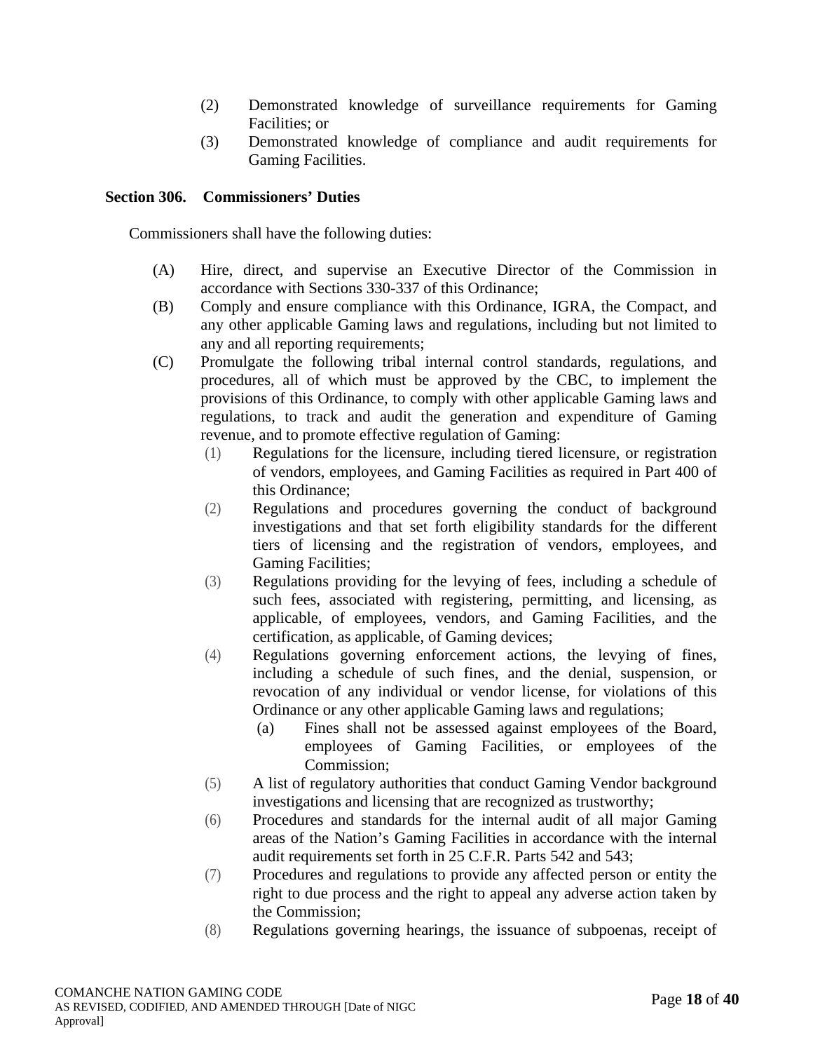(2) Demonstrated knowledge of surveillance requirements for Gaming Facilities; or

(3) Demonstrated knowledge of compliance and audit requirements for Gaming Facilities.

### Section 306. Commissioners' Duties

Commissioners shall have the following duties:

(A) Hire, direct, and supervise an Executive Director of the Commission in accordance with Sections 330-337 of this Ordinance;

(B) Comply and ensure compliance with this Ordinance, IGRA, the Compact, and any other applicable Gaming laws and regulations, including but not limited to any and all reporting requirements;

(C) Promulgate the following tribal internal control standards, regulations, and procedures, all of which must be approved by the CBC, to implement the provisions of this Ordinance, to comply with other applicable Gaming laws and regulations, to track and audit the generation and expenditure of Gaming revenue, and to promote effective regulation of Gaming:

(1) Regulations for the licensure, including tiered licensure, or registration of vendors, employees, and Gaming Facilities as required in Part 400 of this Ordinance;

(2) Regulations and procedures governing the conduct of background investigations and that set forth eligibility standards for the different tiers of licensing and the registration of vendors, employees, and Gaming Facilities;

(3) Regulations providing for the levying of fees, including a schedule of such fees, associated with registering, permitting, and licensing, as applicable, of employees, vendors, and Gaming Facilities, and the certification, as applicable, of Gaming devices;

(4) Regulations governing enforcement actions, the levying of fines, including a schedule of such fines, and the denial, suspension, or revocation of any individual or vendor license, for violations of this Ordinance or any other applicable Gaming laws and regulations;

(a) Fines shall not be assessed against employees of the Board, employees of Gaming Facilities, or employees of the Commission;

(5) A list of regulatory authorities that conduct Gaming Vendor background investigations and licensing that are recognized as trustworthy;

(6) Procedures and standards for the internal audit of all major Gaming areas of the Nation's Gaming Facilities in accordance with the internal audit requirements set forth in 25 C.F.R. Parts 542 and 543;

(7) Procedures and regulations to provide any affected person or entity the right to due process and the right to appeal any adverse action taken by the Commission;

(8) Regulations governing hearings, the issuance of subpoenas, receipt of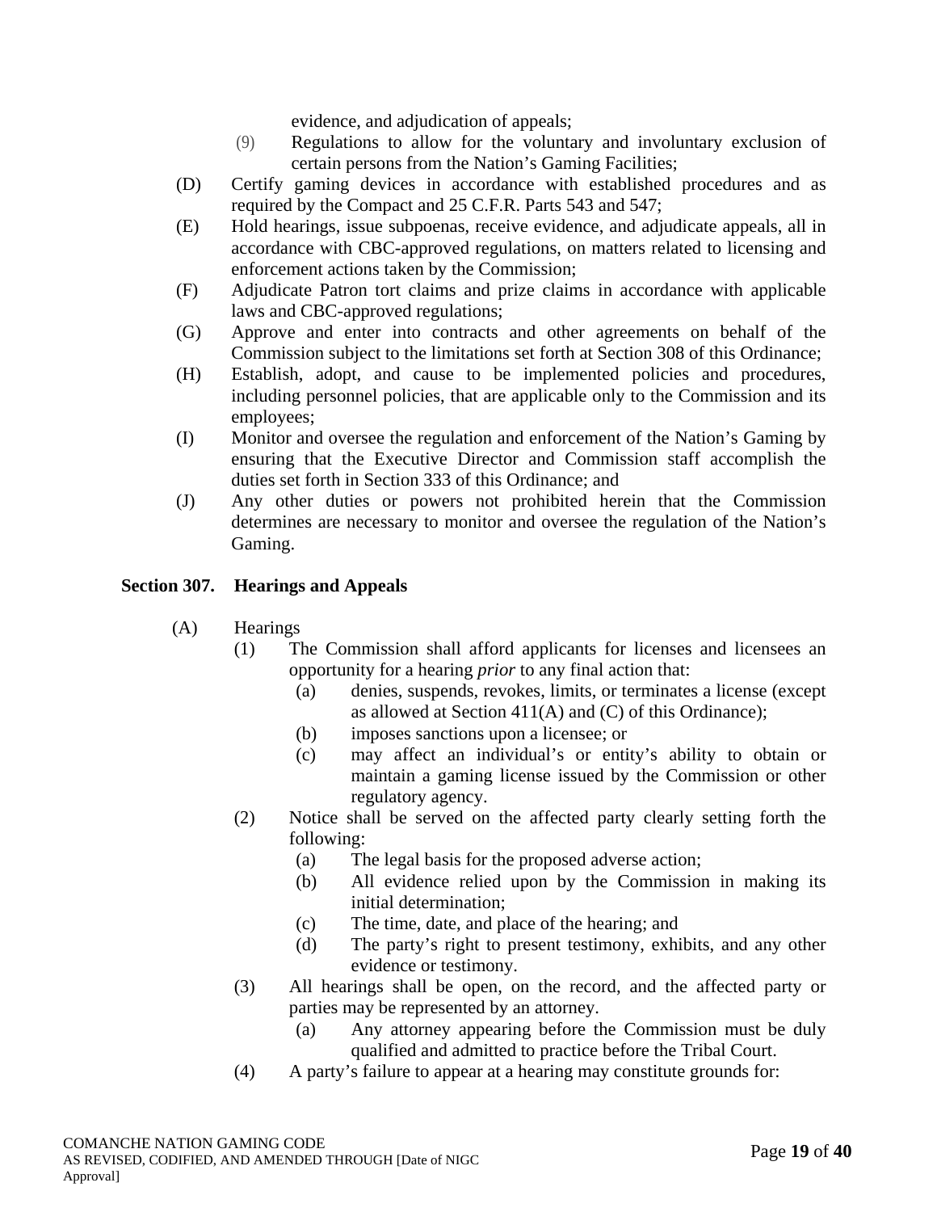evidence, and adjudication of appeals;

(9) Regulations to allow for the voluntary and involuntary exclusion of certain persons from the Nation's Gaming Facilities;

(D) Certify gaming devices in accordance with established procedures and as required by the Compact and 25 C.F.R. Parts 543 and 547;

(E) Hold hearings, issue subpoenas, receive evidence, and adjudicate appeals, all in accordance with CBC-approved regulations, on matters related to licensing and enforcement actions taken by the Commission;

(F) Adjudicate Patron tort claims and prize claims in accordance with applicable laws and CBC-approved regulations;

(G) Approve and enter into contracts and other agreements on behalf of the Commission subject to the limitations set forth at Section 308 of this Ordinance;

(H) Establish, adopt, and cause to be implemented policies and procedures, including personnel policies, that are applicable only to the Commission and its employees;

(I) Monitor and oversee the regulation and enforcement of the Nation's Gaming by ensuring that the Executive Director and Commission staff accomplish the duties set forth in Section 333 of this Ordinance; and

(J) Any other duties or powers not prohibited herein that the Commission determines are necessary to monitor and oversee the regulation of the Nation's Gaming.

**Section 307. Hearings and Appeals**

(A) Hearings

(1) The Commission shall afford applicants for licenses and licensees an opportunity for a hearing *prior* to any final action that:

(a) denies, suspends, revokes, limits, or terminates a license (except as allowed at Section 411(A) and (C) of this Ordinance);

(b) imposes sanctions upon a licensee; or

(c) may affect an individual's or entity's ability to obtain or maintain a gaming license issued by the Commission or other regulatory agency.

(2) Notice shall be served on the affected party clearly setting forth the following:

(a) The legal basis for the proposed adverse action;

(b) All evidence relied upon by the Commission in making its initial determination;

(c) The time, date, and place of the hearing; and

(d) The party's right to present testimony, exhibits, and any other evidence or testimony.

(3) All hearings shall be open, on the record, and the affected party or parties may be represented by an attorney.

(a) Any attorney appearing before the Commission must be duly qualified and admitted to practice before the Tribal Court.

(4) A party's failure to appear at a hearing may constitute grounds for: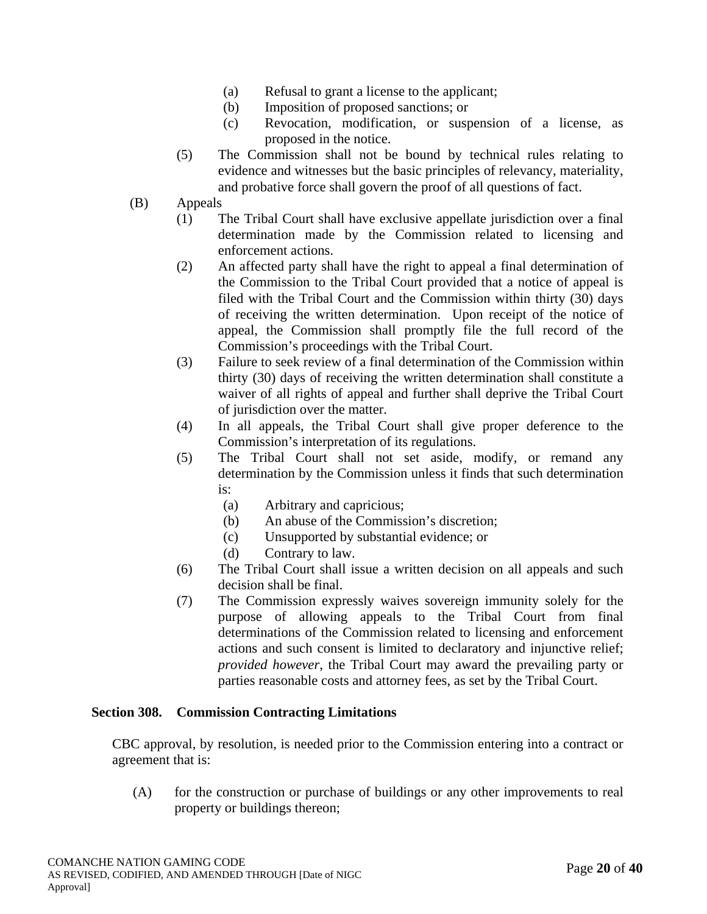(a) Refusal to grant a license to the applicant;
(b) Imposition of proposed sanctions; or
(c) Revocation, modification, or suspension of a license, as proposed in the notice.

(5) The Commission shall not be bound by technical rules relating to evidence and witnesses but the basic principles of relevancy, materiality, and probative force shall govern the proof of all questions of fact.

(B) Appeals

(1) The Tribal Court shall have exclusive appellate jurisdiction over a final determination made by the Commission related to licensing and enforcement actions.

(2) An affected party shall have the right to appeal a final determination of the Commission to the Tribal Court provided that a notice of appeal is filed with the Tribal Court and the Commission within thirty (30) days of receiving the written determination. Upon receipt of the notice of appeal, the Commission shall promptly file the full record of the Commission's proceedings with the Tribal Court.

(3) Failure to seek review of a final determination of the Commission within thirty (30) days of receiving the written determination shall constitute a waiver of all rights of appeal and further shall deprive the Tribal Court of jurisdiction over the matter.

(4) In all appeals, the Tribal Court shall give proper deference to the Commission's interpretation of its regulations.

(5) The Tribal Court shall not set aside, modify, or remand any determination by the Commission unless it finds that such determination is:

(a) Arbitrary and capricious;
(b) An abuse of the Commission's discretion;
(c) Unsupported by substantial evidence; or
(d) Contrary to law.

(6) The Tribal Court shall issue a written decision on all appeals and such decision shall be final.

(7) The Commission expressly waives sovereign immunity solely for the purpose of allowing appeals to the Tribal Court from final determinations of the Commission related to licensing and enforcement actions and such consent is limited to declaratory and injunctive relief; *provided however*, the Tribal Court may award the prevailing party or parties reasonable costs and attorney fees, as set by the Tribal Court.

**Section 308. Commission Contracting Limitations**

CBC approval, by resolution, is needed prior to the Commission entering into a contract or agreement that is:

(A) for the construction or purchase of buildings or any other improvements to real property or buildings thereon;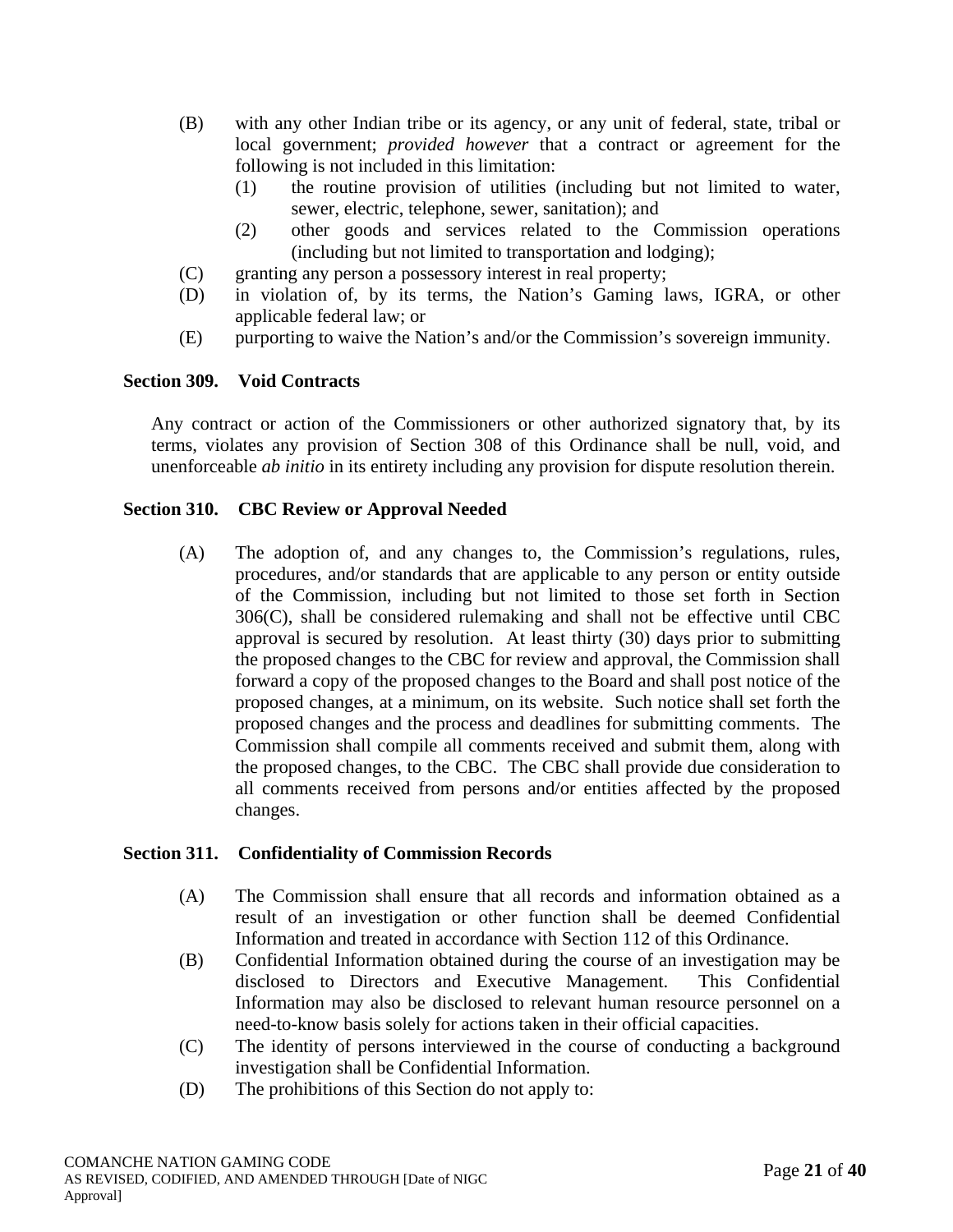(B) with any other Indian tribe or its agency, or any unit of federal, state, tribal or local government; *provided however* that a contract or agreement for the following is not included in this limitation:
    (1) the routine provision of utilities (including but not limited to water, sewer, electric, telephone, sewer, sanitation); and
    (2) other goods and services related to the Commission operations (including but not limited to transportation and lodging);

(C) granting any person a possessory interest in real property;

(D) in violation of, by its terms, the Nation's Gaming laws, IGRA, or other applicable federal law; or

(E) purporting to waive the Nation's and/or the Commission's sovereign immunity.

### Section 309. Void Contracts

Any contract or action of the Commissioners or other authorized signatory that, by its terms, violates any provision of Section 308 of this Ordinance shall be null, void, and unenforceable *ab initio* in its entirety including any provision for dispute resolution therein.

### Section 310. CBC Review or Approval Needed

(A) The adoption of, and any changes to, the Commission's regulations, rules, procedures, and/or standards that are applicable to any person or entity outside of the Commission, including but not limited to those set forth in Section 306(C), shall be considered rulemaking and shall not be effective until CBC approval is secured by resolution. At least thirty (30) days prior to submitting the proposed changes to the CBC for review and approval, the Commission shall forward a copy of the proposed changes to the Board and shall post notice of the proposed changes, at a minimum, on its website. Such notice shall set forth the proposed changes and the process and deadlines for submitting comments. The Commission shall compile all comments received and submit them, along with the proposed changes, to the CBC. The CBC shall provide due consideration to all comments received from persons and/or entities affected by the proposed changes.

### Section 311. Confidentiality of Commission Records

(A) The Commission shall ensure that all records and information obtained as a result of an investigation or other function shall be deemed Confidential Information and treated in accordance with Section 112 of this Ordinance.

(B) Confidential Information obtained during the course of an investigation may be disclosed to Directors and Executive Management. This Confidential Information may also be disclosed to relevant human resource personnel on a need-to-know basis solely for actions taken in their official capacities.

(C) The identity of persons interviewed in the course of conducting a background investigation shall be Confidential Information.

(D) The prohibitions of this Section do not apply to: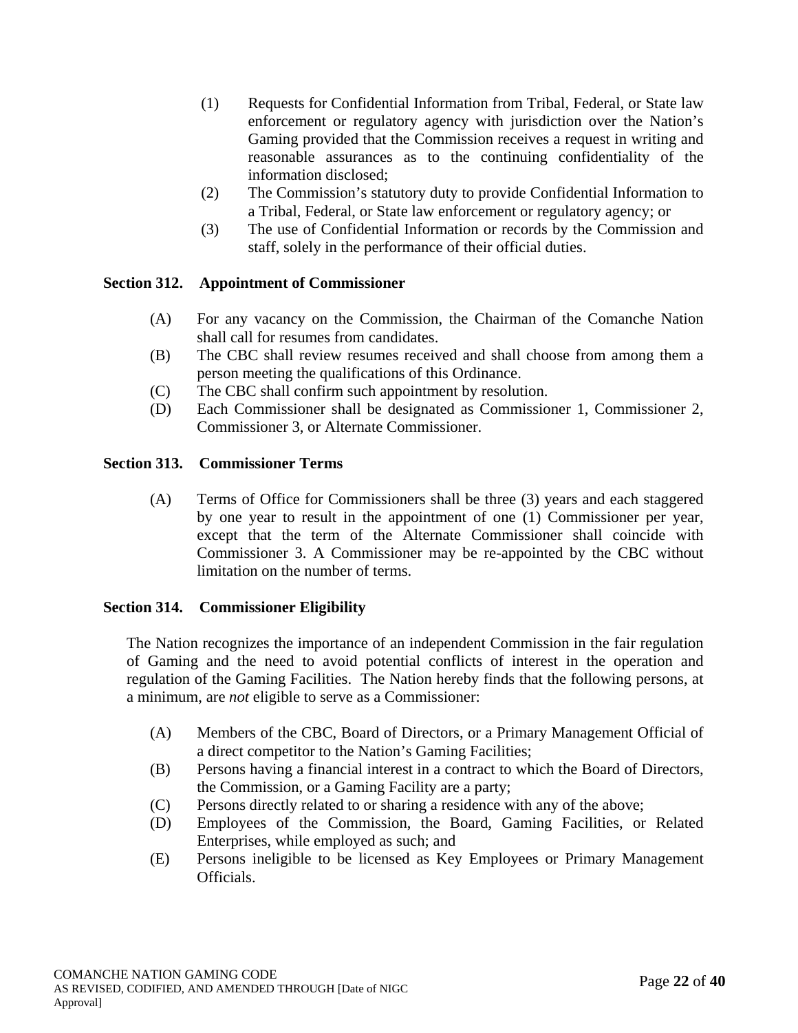(1) Requests for Confidential Information from Tribal, Federal, or State law enforcement or regulatory agency with jurisdiction over the Nation's Gaming provided that the Commission receives a request in writing and reasonable assurances as to the continuing confidentiality of the information disclosed;

(2) The Commission's statutory duty to provide Confidential Information to a Tribal, Federal, or State law enforcement or regulatory agency; or

(3) The use of Confidential Information or records by the Commission and staff, solely in the performance of their official duties.

### Section 312. Appointment of Commissioner

(A) For any vacancy on the Commission, the Chairman of the Comanche Nation shall call for resumes from candidates.

(B) The CBC shall review resumes received and shall choose from among them a person meeting the qualifications of this Ordinance.

(C) The CBC shall confirm such appointment by resolution.

(D) Each Commissioner shall be designated as Commissioner 1, Commissioner 2, Commissioner 3, or Alternate Commissioner.

### Section 313. Commissioner Terms

(A) Terms of Office for Commissioners shall be three (3) years and each staggered by one year to result in the appointment of one (1) Commissioner per year, except that the term of the Alternate Commissioner shall coincide with Commissioner 3. A Commissioner may be re-appointed by the CBC without limitation on the number of terms.

### Section 314. Commissioner Eligibility

The Nation recognizes the importance of an independent Commission in the fair regulation of Gaming and the need to avoid potential conflicts of interest in the operation and regulation of the Gaming Facilities. The Nation hereby finds that the following persons, at a minimum, are *not* eligible to serve as a Commissioner:

(A) Members of the CBC, Board of Directors, or a Primary Management Official of a direct competitor to the Nation's Gaming Facilities;

(B) Persons having a financial interest in a contract to which the Board of Directors, the Commission, or a Gaming Facility are a party;

(C) Persons directly related to or sharing a residence with any of the above;

(D) Employees of the Commission, the Board, Gaming Facilities, or Related Enterprises, while employed as such; and

(E) Persons ineligible to be licensed as Key Employees or Primary Management Officials.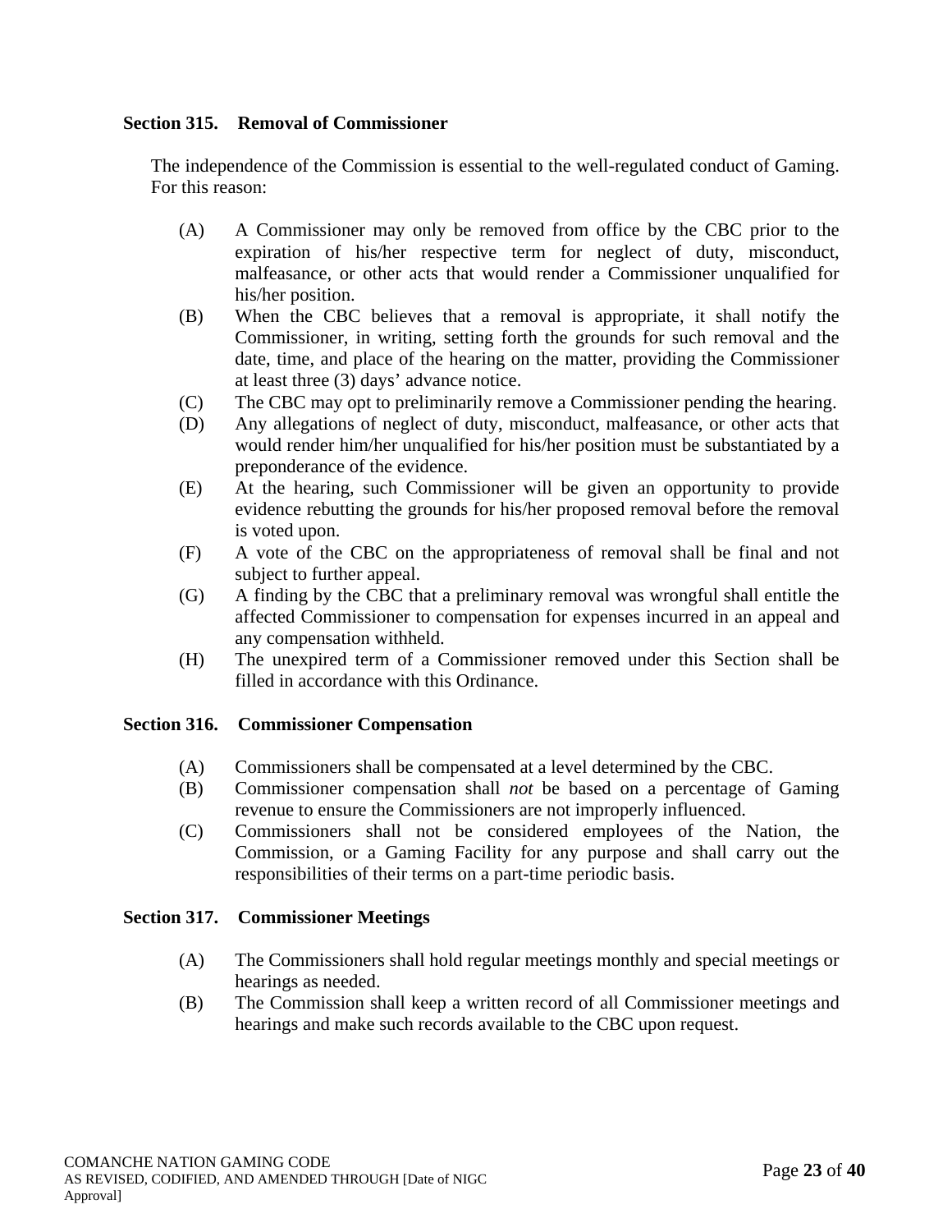### Section 315. Removal of Commissioner

The independence of the Commission is essential to the well-regulated conduct of Gaming. For this reason:

(A) A Commissioner may only be removed from office by the CBC prior to the expiration of his/her respective term for neglect of duty, misconduct, malfeasance, or other acts that would render a Commissioner unqualified for his/her position.

(B) When the CBC believes that a removal is appropriate, it shall notify the Commissioner, in writing, setting forth the grounds for such removal and the date, time, and place of the hearing on the matter, providing the Commissioner at least three (3) days' advance notice.

(C) The CBC may opt to preliminarily remove a Commissioner pending the hearing.

(D) Any allegations of neglect of duty, misconduct, malfeasance, or other acts that would render him/her unqualified for his/her position must be substantiated by a preponderance of the evidence.

(E) At the hearing, such Commissioner will be given an opportunity to provide evidence rebutting the grounds for his/her proposed removal before the removal is voted upon.

(F) A vote of the CBC on the appropriateness of removal shall be final and not subject to further appeal.

(G) A finding by the CBC that a preliminary removal was wrongful shall entitle the affected Commissioner to compensation for expenses incurred in an appeal and any compensation withheld.

(H) The unexpired term of a Commissioner removed under this Section shall be filled in accordance with this Ordinance.

### Section 316. Commissioner Compensation

(A) Commissioners shall be compensated at a level determined by the CBC.

(B) Commissioner compensation shall *not* be based on a percentage of Gaming revenue to ensure the Commissioners are not improperly influenced.

(C) Commissioners shall not be considered employees of the Nation, the Commission, or a Gaming Facility for any purpose and shall carry out the responsibilities of their terms on a part-time periodic basis.

### Section 317. Commissioner Meetings

(A) The Commissioners shall hold regular meetings monthly and special meetings or hearings as needed.

(B) The Commission shall keep a written record of all Commissioner meetings and hearings and make such records available to the CBC upon request.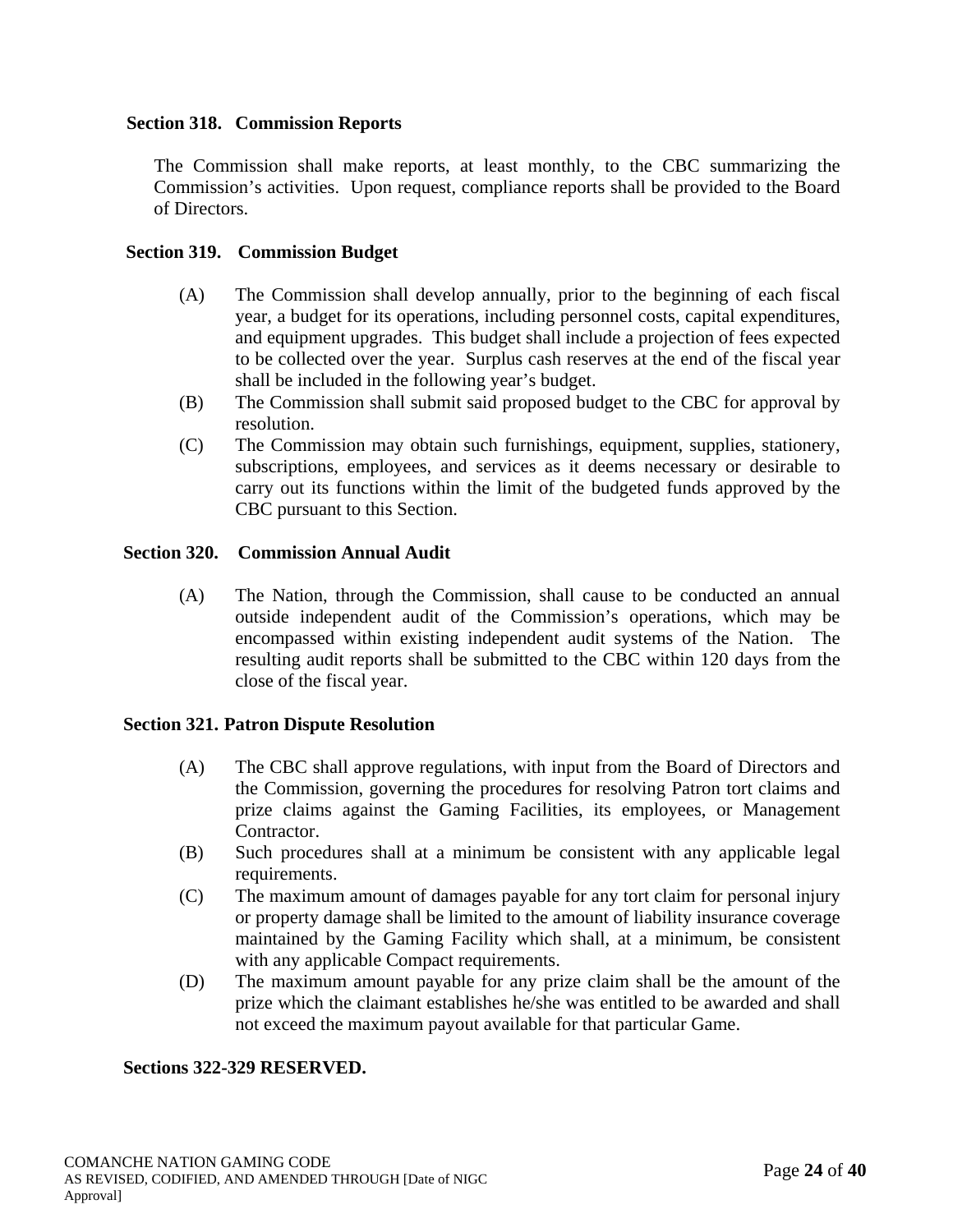### Section 318. Commission Reports

The Commission shall make reports, at least monthly, to the CBC summarizing the Commission's activities. Upon request, compliance reports shall be provided to the Board of Directors.

### Section 319. Commission Budget

(A) The Commission shall develop annually, prior to the beginning of each fiscal year, a budget for its operations, including personnel costs, capital expenditures, and equipment upgrades. This budget shall include a projection of fees expected to be collected over the year. Surplus cash reserves at the end of the fiscal year shall be included in the following year's budget.

(B) The Commission shall submit said proposed budget to the CBC for approval by resolution.

(C) The Commission may obtain such furnishings, equipment, supplies, stationery, subscriptions, employees, and services as it deems necessary or desirable to carry out its functions within the limit of the budgeted funds approved by the CBC pursuant to this Section.

### Section 320. Commission Annual Audit

(A) The Nation, through the Commission, shall cause to be conducted an annual outside independent audit of the Commission's operations, which may be encompassed within existing independent audit systems of the Nation. The resulting audit reports shall be submitted to the CBC within 120 days from the close of the fiscal year.

### Section 321. Patron Dispute Resolution

(A) The CBC shall approve regulations, with input from the Board of Directors and the Commission, governing the procedures for resolving Patron tort claims and prize claims against the Gaming Facilities, its employees, or Management Contractor.

(B) Such procedures shall at a minimum be consistent with any applicable legal requirements.

(C) The maximum amount of damages payable for any tort claim for personal injury or property damage shall be limited to the amount of liability insurance coverage maintained by the Gaming Facility which shall, at a minimum, be consistent with any applicable Compact requirements.

(D) The maximum amount payable for any prize claim shall be the amount of the prize which the claimant establishes he/she was entitled to be awarded and shall not exceed the maximum payout available for that particular Game.

### Sections 322-329 RESERVED.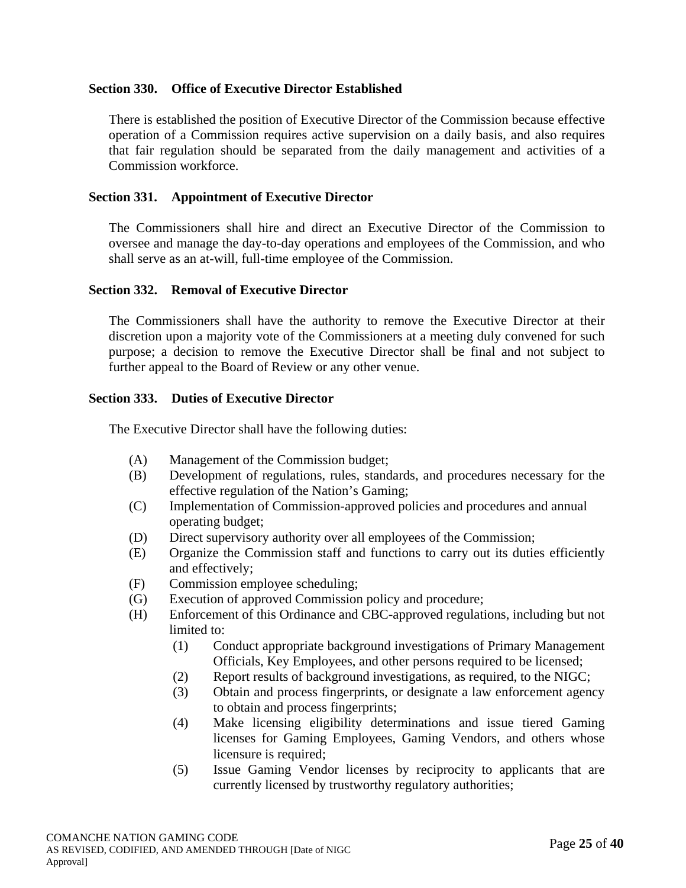**Section 330. Office of Executive Director Established**

There is established the position of Executive Director of the Commission because effective operation of a Commission requires active supervision on a daily basis, and also requires that fair regulation should be separated from the daily management and activities of a Commission workforce.

**Section 331. Appointment of Executive Director**

The Commissioners shall hire and direct an Executive Director of the Commission to oversee and manage the day-to-day operations and employees of the Commission, and who shall serve as an at-will, full-time employee of the Commission.

**Section 332. Removal of Executive Director**

The Commissioners shall have the authority to remove the Executive Director at their discretion upon a majority vote of the Commissioners at a meeting duly convened for such purpose; a decision to remove the Executive Director shall be final and not subject to further appeal to the Board of Review or any other venue.

**Section 333. Duties of Executive Director**

The Executive Director shall have the following duties:

(A) Management of the Commission budget;

(B) Development of regulations, rules, standards, and procedures necessary for the effective regulation of the Nation's Gaming;

(C) Implementation of Commission-approved policies and procedures and annual operating budget;

(D) Direct supervisory authority over all employees of the Commission;

(E) Organize the Commission staff and functions to carry out its duties efficiently and effectively;

(F) Commission employee scheduling;

(G) Execution of approved Commission policy and procedure;

(H) Enforcement of this Ordinance and CBC-approved regulations, including but not limited to:

 (1) Conduct appropriate background investigations of Primary Management Officials, Key Employees, and other persons required to be licensed;

 (2) Report results of background investigations, as required, to the NIGC;

 (3) Obtain and process fingerprints, or designate a law enforcement agency to obtain and process fingerprints;

 (4) Make licensing eligibility determinations and issue tiered Gaming licenses for Gaming Employees, Gaming Vendors, and others whose licensure is required;

 (5) Issue Gaming Vendor licenses by reciprocity to applicants that are currently licensed by trustworthy regulatory authorities;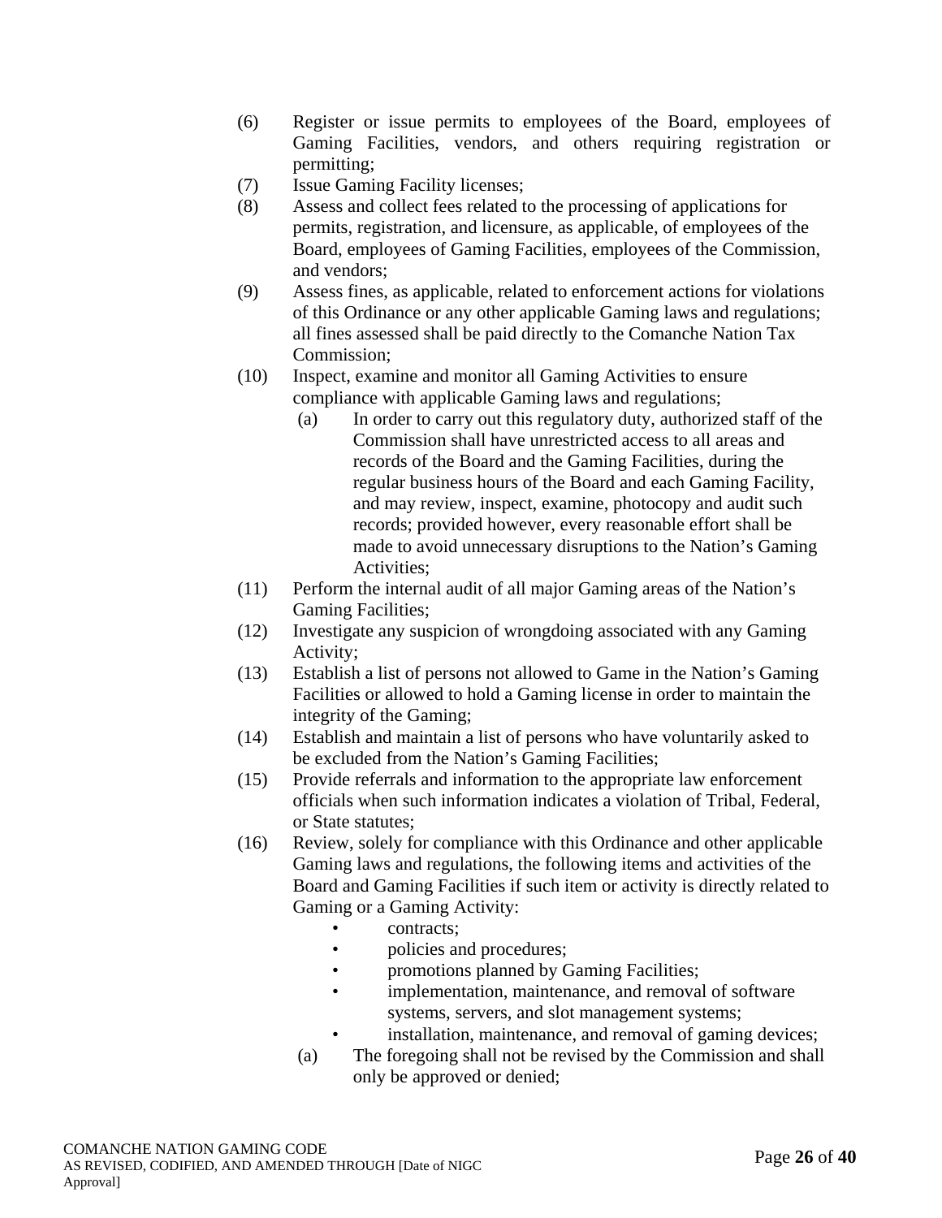(6) Register or issue permits to employees of the Board, employees of Gaming Facilities, vendors, and others requiring registration or permitting;

(7) Issue Gaming Facility licenses;

(8) Assess and collect fees related to the processing of applications for permits, registration, and licensure, as applicable, of employees of the Board, employees of Gaming Facilities, employees of the Commission, and vendors;

(9) Assess fines, as applicable, related to enforcement actions for violations of this Ordinance or any other applicable Gaming laws and regulations; all fines assessed shall be paid directly to the Comanche Nation Tax Commission;

(10) Inspect, examine and monitor all Gaming Activities to ensure compliance with applicable Gaming laws and regulations;

- (a) In order to carry out this regulatory duty, authorized staff of the Commission shall have unrestricted access to all areas and records of the Board and the Gaming Facilities, during the regular business hours of the Board and each Gaming Facility, and may review, inspect, examine, photocopy and audit such records; provided however, every reasonable effort shall be made to avoid unnecessary disruptions to the Nation's Gaming Activities;

(11) Perform the internal audit of all major Gaming areas of the Nation's Gaming Facilities;

(12) Investigate any suspicion of wrongdoing associated with any Gaming Activity;

(13) Establish a list of persons not allowed to Game in the Nation's Gaming Facilities or allowed to hold a Gaming license in order to maintain the integrity of the Gaming;

(14) Establish and maintain a list of persons who have voluntarily asked to be excluded from the Nation's Gaming Facilities;

(15) Provide referrals and information to the appropriate law enforcement officials when such information indicates a violation of Tribal, Federal, or State statutes;

(16) Review, solely for compliance with this Ordinance and other applicable Gaming laws and regulations, the following items and activities of the Board and Gaming Facilities if such item or activity is directly related to Gaming or a Gaming Activity:

- contracts;
- policies and procedures;
- promotions planned by Gaming Facilities;
- implementation, maintenance, and removal of software systems, servers, and slot management systems;
- installation, maintenance, and removal of gaming devices;

(a) The foregoing shall not be revised by the Commission and shall only be approved or denied;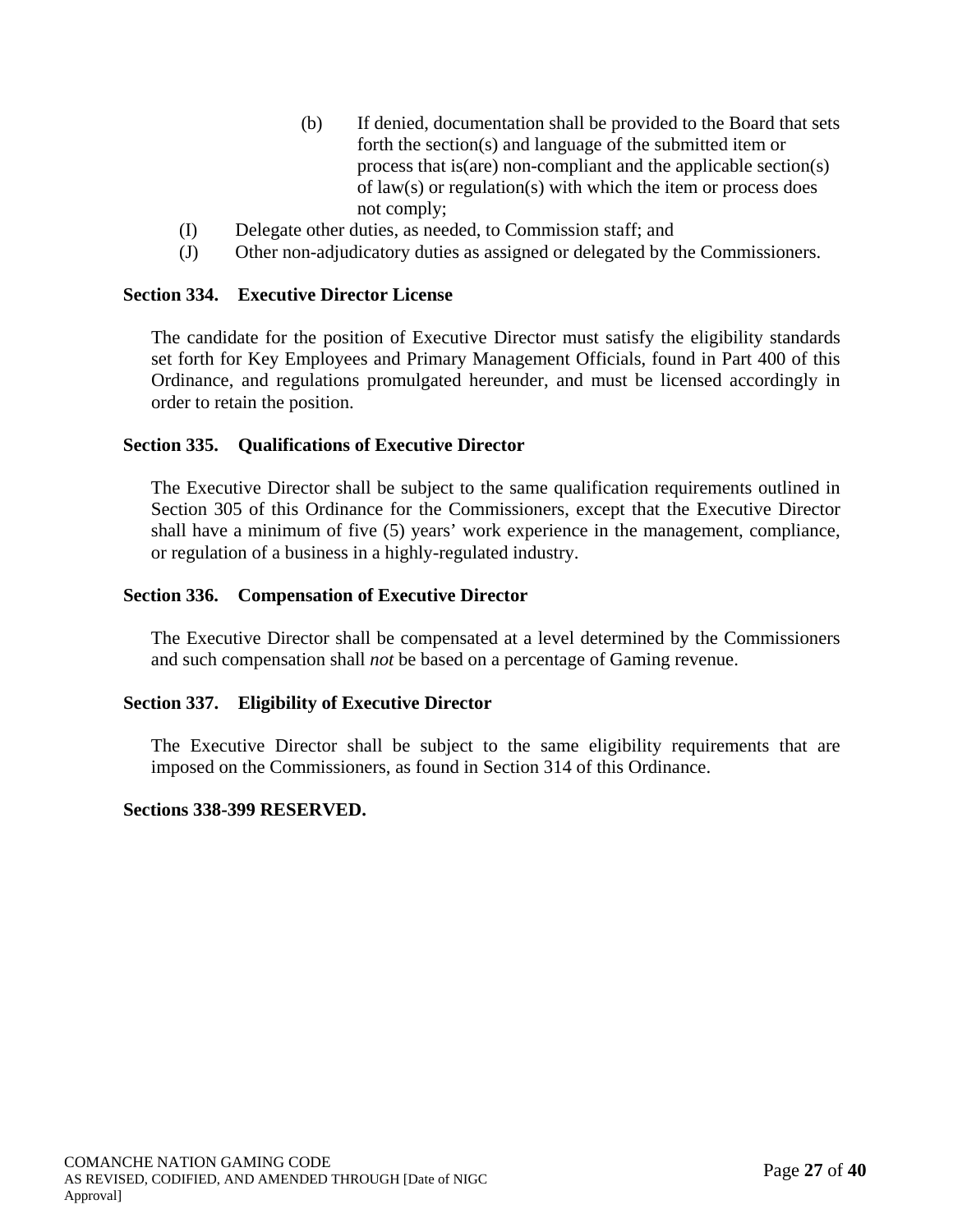(b) If denied, documentation shall be provided to the Board that sets forth the section(s) and language of the submitted item or process that is(are) non-compliant and the applicable section(s) of law(s) or regulation(s) with which the item or process does not comply;

(I) Delegate other duties, as needed, to Commission staff; and

(J) Other non-adjudicatory duties as assigned or delegated by the Commissioners.

**Section 334. Executive Director License**

The candidate for the position of Executive Director must satisfy the eligibility standards set forth for Key Employees and Primary Management Officials, found in Part 400 of this Ordinance, and regulations promulgated hereunder, and must be licensed accordingly in order to retain the position.

**Section 335. Qualifications of Executive Director**

The Executive Director shall be subject to the same qualification requirements outlined in Section 305 of this Ordinance for the Commissioners, except that the Executive Director shall have a minimum of five (5) years' work experience in the management, compliance, or regulation of a business in a highly-regulated industry.

**Section 336. Compensation of Executive Director**

The Executive Director shall be compensated at a level determined by the Commissioners and such compensation shall *not* be based on a percentage of Gaming revenue.

**Section 337. Eligibility of Executive Director**

The Executive Director shall be subject to the same eligibility requirements that are imposed on the Commissioners, as found in Section 314 of this Ordinance.

**Sections 338-399 RESERVED.**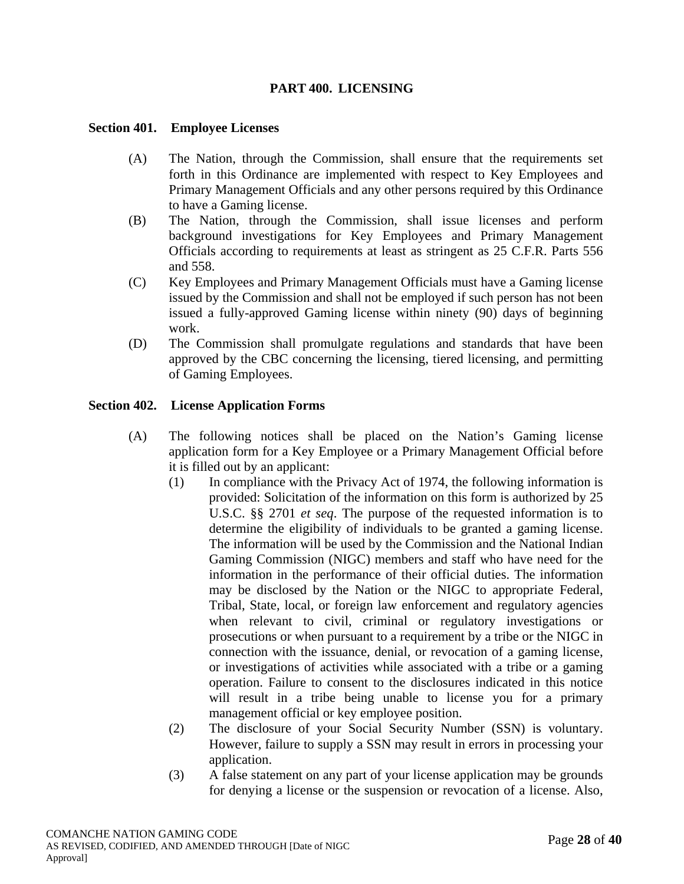## PART 400. LICENSING

### Section 401. Employee Licenses

(A) The Nation, through the Commission, shall ensure that the requirements set forth in this Ordinance are implemented with respect to Key Employees and Primary Management Officials and any other persons required by this Ordinance to have a Gaming license.

(B) The Nation, through the Commission, shall issue licenses and perform background investigations for Key Employees and Primary Management Officials according to requirements at least as stringent as 25 C.F.R. Parts 556 and 558.

(C) Key Employees and Primary Management Officials must have a Gaming license issued by the Commission and shall not be employed if such person has not been issued a fully-approved Gaming license within ninety (90) days of beginning work.

(D) The Commission shall promulgate regulations and standards that have been approved by the CBC concerning the licensing, tiered licensing, and permitting of Gaming Employees.

### Section 402. License Application Forms

(A) The following notices shall be placed on the Nation's Gaming license application form for a Key Employee or a Primary Management Official before it is filled out by an applicant:

(1) In compliance with the Privacy Act of 1974, the following information is provided: Solicitation of the information on this form is authorized by 25 U.S.C. §§ 2701 *et seq*. The purpose of the requested information is to determine the eligibility of individuals to be granted a gaming license. The information will be used by the Commission and the National Indian Gaming Commission (NIGC) members and staff who have need for the information in the performance of their official duties. The information may be disclosed by the Nation or the NIGC to appropriate Federal, Tribal, State, local, or foreign law enforcement and regulatory agencies when relevant to civil, criminal or regulatory investigations or prosecutions or when pursuant to a requirement by a tribe or the NIGC in connection with the issuance, denial, or revocation of a gaming license, or investigations of activities while associated with a tribe or a gaming operation. Failure to consent to the disclosures indicated in this notice will result in a tribe being unable to license you for a primary management official or key employee position.

(2) The disclosure of your Social Security Number (SSN) is voluntary. However, failure to supply a SSN may result in errors in processing your application.

(3) A false statement on any part of your license application may be grounds for denying a license or the suspension or revocation of a license. Also,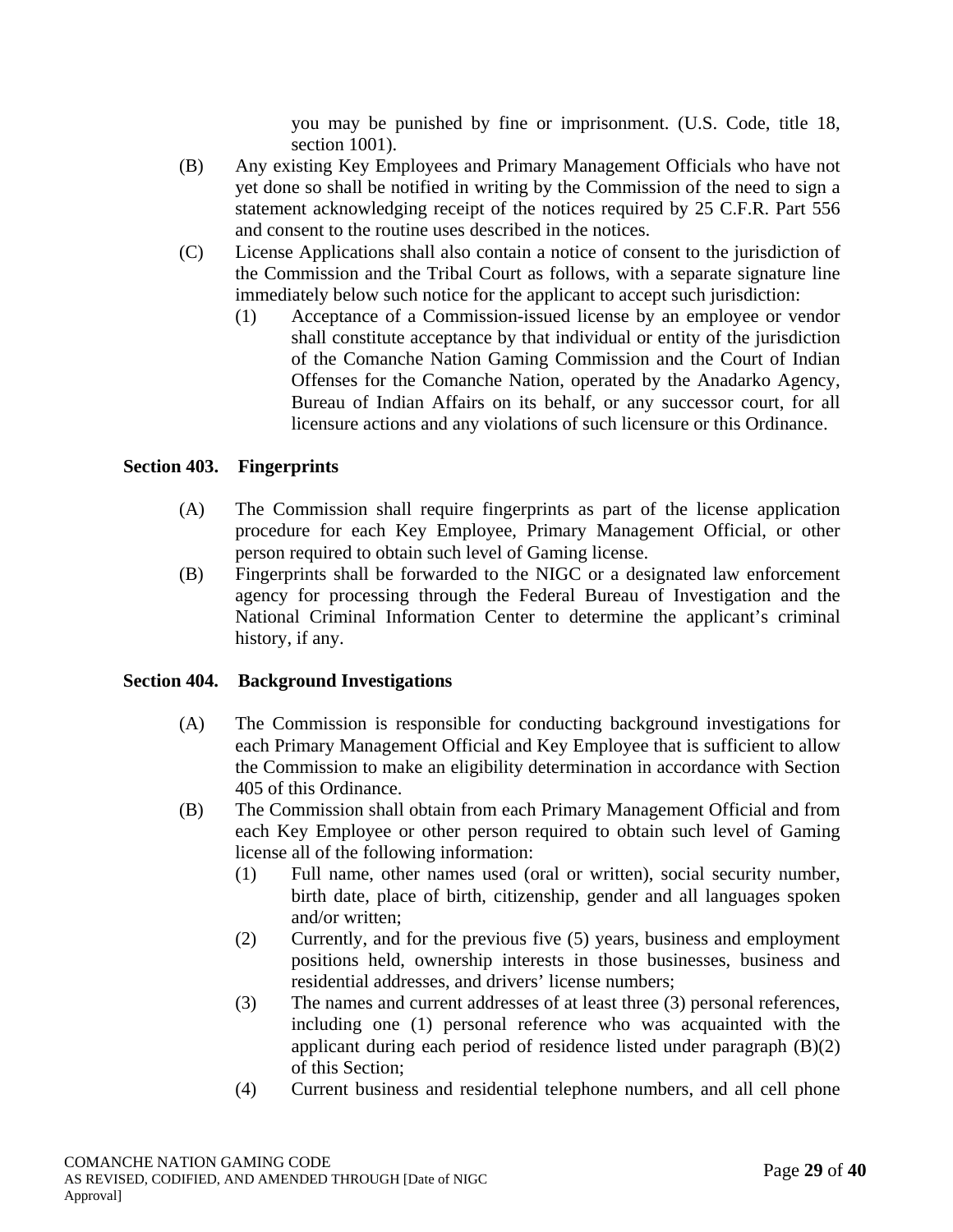you may be punished by fine or imprisonment. (U.S. Code, title 18, section 1001).

(B) Any existing Key Employees and Primary Management Officials who have not yet done so shall be notified in writing by the Commission of the need to sign a statement acknowledging receipt of the notices required by 25 C.F.R. Part 556 and consent to the routine uses described in the notices.

(C) License Applications shall also contain a notice of consent to the jurisdiction of the Commission and the Tribal Court as follows, with a separate signature line immediately below such notice for the applicant to accept such jurisdiction:

(1) Acceptance of a Commission-issued license by an employee or vendor shall constitute acceptance by that individual or entity of the jurisdiction of the Comanche Nation Gaming Commission and the Court of Indian Offenses for the Comanche Nation, operated by the Anadarko Agency, Bureau of Indian Affairs on its behalf, or any successor court, for all licensure actions and any violations of such licensure or this Ordinance.

**Section 403. Fingerprints**

(A) The Commission shall require fingerprints as part of the license application procedure for each Key Employee, Primary Management Official, or other person required to obtain such level of Gaming license.

(B) Fingerprints shall be forwarded to the NIGC or a designated law enforcement agency for processing through the Federal Bureau of Investigation and the National Criminal Information Center to determine the applicant's criminal history, if any.

**Section 404. Background Investigations**

(A) The Commission is responsible for conducting background investigations for each Primary Management Official and Key Employee that is sufficient to allow the Commission to make an eligibility determination in accordance with Section 405 of this Ordinance.

(B) The Commission shall obtain from each Primary Management Official and from each Key Employee or other person required to obtain such level of Gaming license all of the following information:

(1) Full name, other names used (oral or written), social security number, birth date, place of birth, citizenship, gender and all languages spoken and/or written;

(2) Currently, and for the previous five (5) years, business and employment positions held, ownership interests in those businesses, business and residential addresses, and drivers' license numbers;

(3) The names and current addresses of at least three (3) personal references, including one (1) personal reference who was acquainted with the applicant during each period of residence listed under paragraph (B)(2) of this Section;

(4) Current business and residential telephone numbers, and all cell phone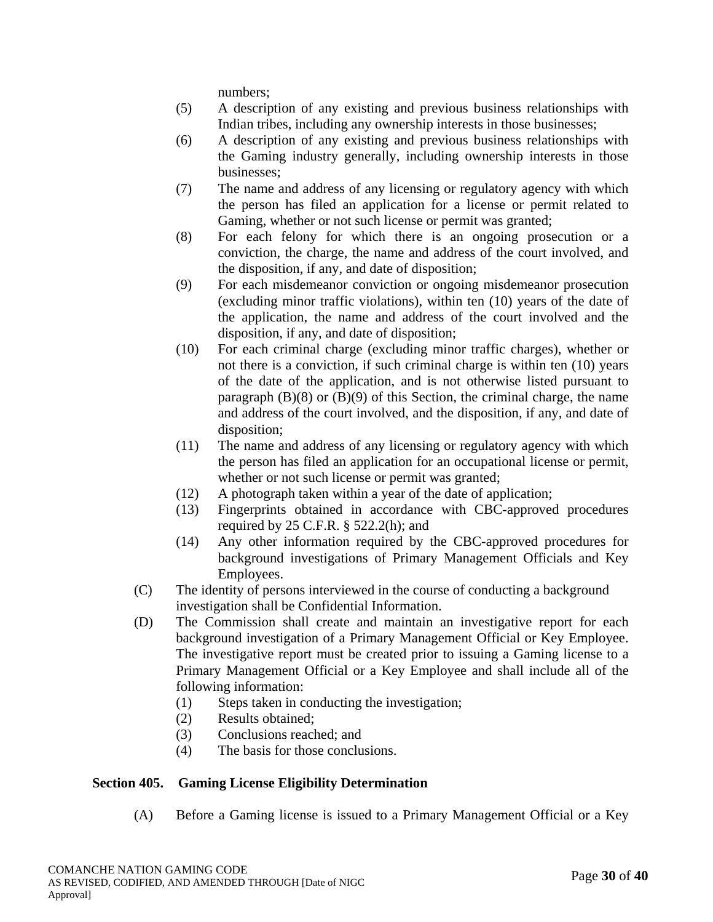numbers;

(5) A description of any existing and previous business relationships with Indian tribes, including any ownership interests in those businesses;

(6) A description of any existing and previous business relationships with the Gaming industry generally, including ownership interests in those businesses;

(7) The name and address of any licensing or regulatory agency with which the person has filed an application for a license or permit related to Gaming, whether or not such license or permit was granted;

(8) For each felony for which there is an ongoing prosecution or a conviction, the charge, the name and address of the court involved, and the disposition, if any, and date of disposition;

(9) For each misdemeanor conviction or ongoing misdemeanor prosecution (excluding minor traffic violations), within ten (10) years of the date of the application, the name and address of the court involved and the disposition, if any, and date of disposition;

(10) For each criminal charge (excluding minor traffic charges), whether or not there is a conviction, if such criminal charge is within ten (10) years of the date of the application, and is not otherwise listed pursuant to paragraph (B)(8) or (B)(9) of this Section, the criminal charge, the name and address of the court involved, and the disposition, if any, and date of disposition;

(11) The name and address of any licensing or regulatory agency with which the person has filed an application for an occupational license or permit, whether or not such license or permit was granted;

(12) A photograph taken within a year of the date of application;

(13) Fingerprints obtained in accordance with CBC-approved procedures required by 25 C.F.R. § 522.2(h); and

(14) Any other information required by the CBC-approved procedures for background investigations of Primary Management Officials and Key Employees.

(C) The identity of persons interviewed in the course of conducting a background investigation shall be Confidential Information.

(D) The Commission shall create and maintain an investigative report for each background investigation of a Primary Management Official or Key Employee. The investigative report must be created prior to issuing a Gaming license to a Primary Management Official or a Key Employee and shall include all of the following information:

(1) Steps taken in conducting the investigation;

(2) Results obtained;

(3) Conclusions reached; and

(4) The basis for those conclusions.

### Section 405. Gaming License Eligibility Determination

(A) Before a Gaming license is issued to a Primary Management Official or a Key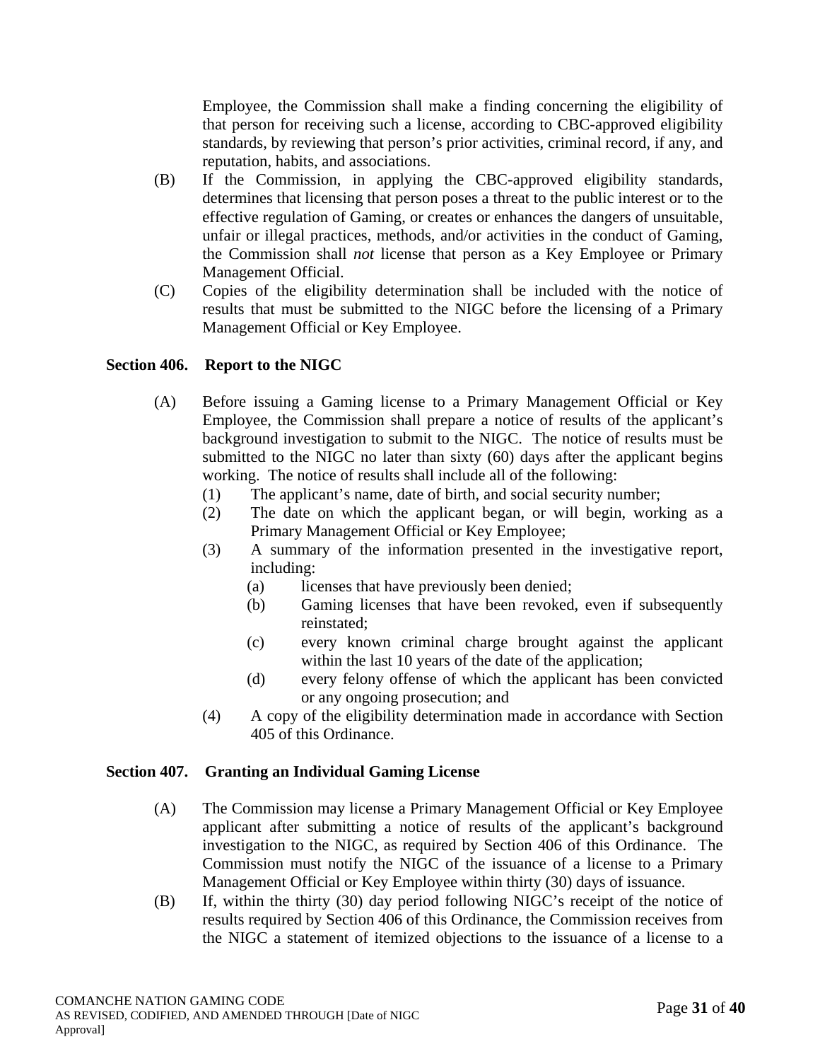Employee, the Commission shall make a finding concerning the eligibility of that person for receiving such a license, according to CBC-approved eligibility standards, by reviewing that person's prior activities, criminal record, if any, and reputation, habits, and associations.

(B) If the Commission, in applying the CBC-approved eligibility standards, determines that licensing that person poses a threat to the public interest or to the effective regulation of Gaming, or creates or enhances the dangers of unsuitable, unfair or illegal practices, methods, and/or activities in the conduct of Gaming, the Commission shall *not* license that person as a Key Employee or Primary Management Official.

(C) Copies of the eligibility determination shall be included with the notice of results that must be submitted to the NIGC before the licensing of a Primary Management Official or Key Employee.

**Section 406. Report to the NIGC**

(A) Before issuing a Gaming license to a Primary Management Official or Key Employee, the Commission shall prepare a notice of results of the applicant's background investigation to submit to the NIGC. The notice of results must be submitted to the NIGC no later than sixty (60) days after the applicant begins working. The notice of results shall include all of the following:

(1) The applicant's name, date of birth, and social security number;

(2) The date on which the applicant began, or will begin, working as a Primary Management Official or Key Employee;

(3) A summary of the information presented in the investigative report, including:

(a) licenses that have previously been denied;

(b) Gaming licenses that have been revoked, even if subsequently reinstated;

(c) every known criminal charge brought against the applicant within the last 10 years of the date of the application;

(d) every felony offense of which the applicant has been convicted or any ongoing prosecution; and

(4) A copy of the eligibility determination made in accordance with Section 405 of this Ordinance.

**Section 407. Granting an Individual Gaming License**

(A) The Commission may license a Primary Management Official or Key Employee applicant after submitting a notice of results of the applicant's background investigation to the NIGC, as required by Section 406 of this Ordinance. The Commission must notify the NIGC of the issuance of a license to a Primary Management Official or Key Employee within thirty (30) days of issuance.

(B) If, within the thirty (30) day period following NIGC's receipt of the notice of results required by Section 406 of this Ordinance, the Commission receives from the NIGC a statement of itemized objections to the issuance of a license to a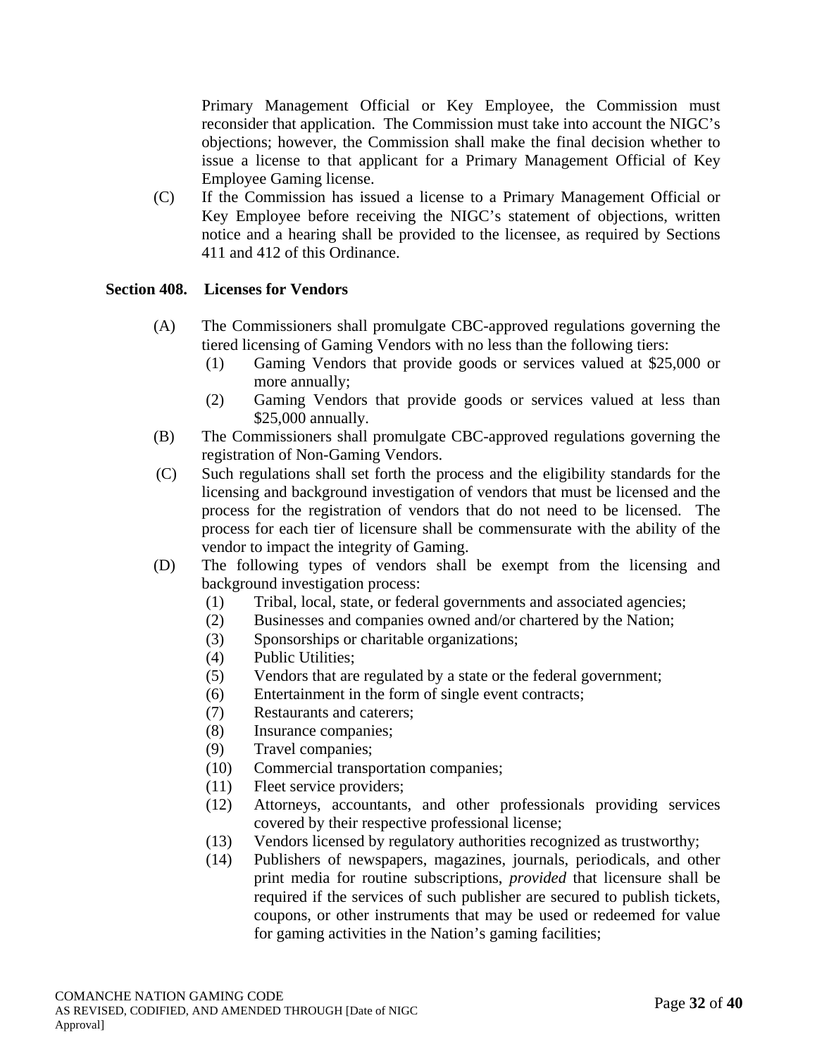Primary Management Official or Key Employee, the Commission must reconsider that application. The Commission must take into account the NIGC's objections; however, the Commission shall make the final decision whether to issue a license to that applicant for a Primary Management Official of Key Employee Gaming license.

(C) If the Commission has issued a license to a Primary Management Official or Key Employee before receiving the NIGC's statement of objections, written notice and a hearing shall be provided to the licensee, as required by Sections 411 and 412 of this Ordinance.

**Section 408. Licenses for Vendors**

(A) The Commissioners shall promulgate CBC-approved regulations governing the tiered licensing of Gaming Vendors with no less than the following tiers:
  (1) Gaming Vendors that provide goods or services valued at $25,000 or more annually;
  (2) Gaming Vendors that provide goods or services valued at less than $25,000 annually.

(B) The Commissioners shall promulgate CBC-approved regulations governing the registration of Non-Gaming Vendors.

(C) Such regulations shall set forth the process and the eligibility standards for the licensing and background investigation of vendors that must be licensed and the process for the registration of vendors that do not need to be licensed. The process for each tier of licensure shall be commensurate with the ability of the vendor to impact the integrity of Gaming.

(D) The following types of vendors shall be exempt from the licensing and background investigation process:
  (1) Tribal, local, state, or federal governments and associated agencies;
  (2) Businesses and companies owned and/or chartered by the Nation;
  (3) Sponsorships or charitable organizations;
  (4) Public Utilities;
  (5) Vendors that are regulated by a state or the federal government;
  (6) Entertainment in the form of single event contracts;
  (7) Restaurants and caterers;
  (8) Insurance companies;
  (9) Travel companies;
  (10) Commercial transportation companies;
  (11) Fleet service providers;
  (12) Attorneys, accountants, and other professionals providing services covered by their respective professional license;
  (13) Vendors licensed by regulatory authorities recognized as trustworthy;
  (14) Publishers of newspapers, magazines, journals, periodicals, and other print media for routine subscriptions, *provided* that licensure shall be required if the services of such publisher are secured to publish tickets, coupons, or other instruments that may be used or redeemed for value for gaming activities in the Nation's gaming facilities;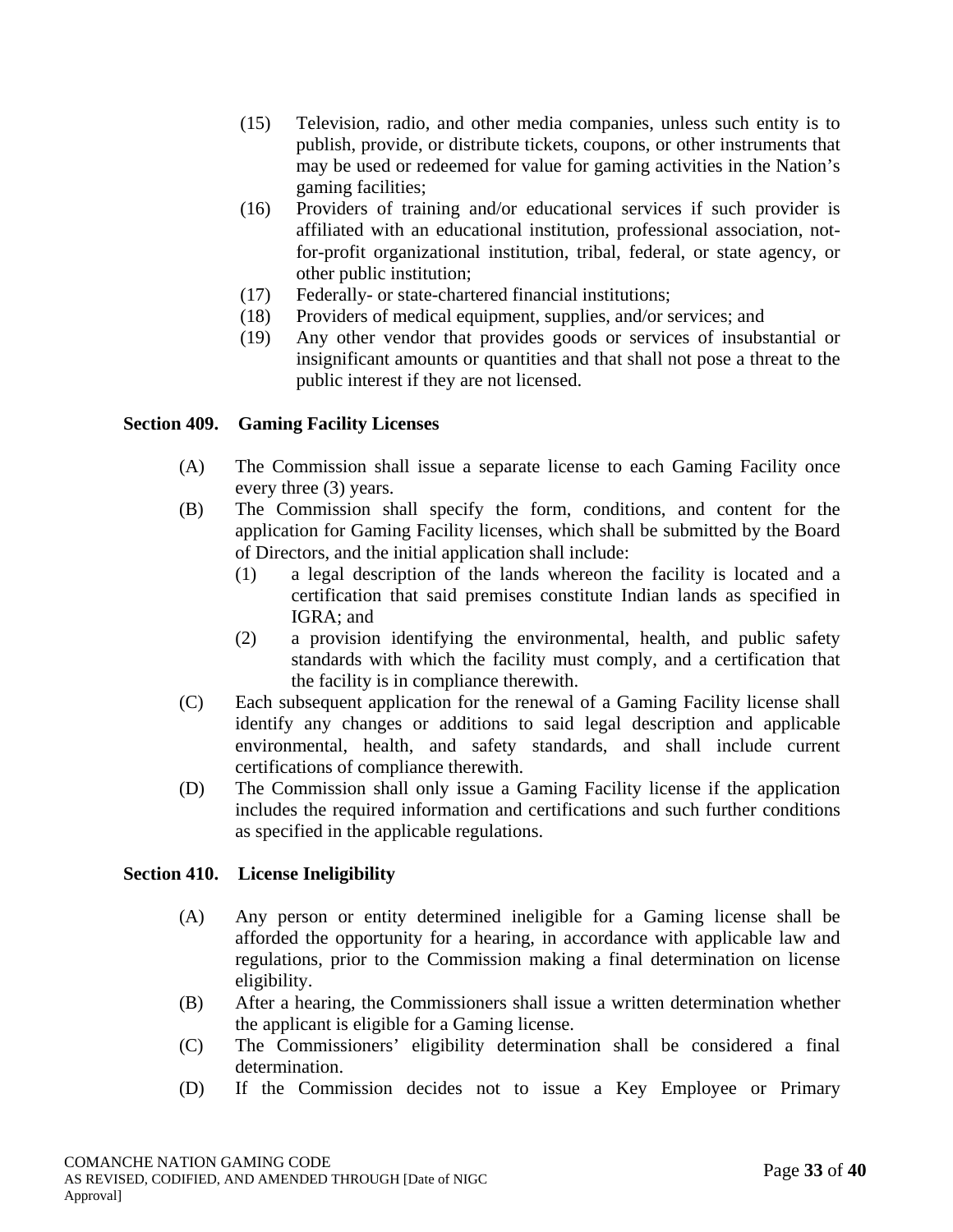(15) Television, radio, and other media companies, unless such entity is to publish, provide, or distribute tickets, coupons, or other instruments that may be used or redeemed for value for gaming activities in the Nation's gaming facilities;

(16) Providers of training and/or educational services if such provider is affiliated with an educational institution, professional association, not-for-profit organizational institution, tribal, federal, or state agency, or other public institution;

(17) Federally- or state-chartered financial institutions;

(18) Providers of medical equipment, supplies, and/or services; and

(19) Any other vendor that provides goods or services of insubstantial or insignificant amounts or quantities and that shall not pose a threat to the public interest if they are not licensed.

**Section 409. Gaming Facility Licenses**

(A) The Commission shall issue a separate license to each Gaming Facility once every three (3) years.

(B) The Commission shall specify the form, conditions, and content for the application for Gaming Facility licenses, which shall be submitted by the Board of Directors, and the initial application shall include:

  (1) a legal description of the lands whereon the facility is located and a certification that said premises constitute Indian lands as specified in IGRA; and

  (2) a provision identifying the environmental, health, and public safety standards with which the facility must comply, and a certification that the facility is in compliance therewith.

(C) Each subsequent application for the renewal of a Gaming Facility license shall identify any changes or additions to said legal description and applicable environmental, health, and safety standards, and shall include current certifications of compliance therewith.

(D) The Commission shall only issue a Gaming Facility license if the application includes the required information and certifications and such further conditions as specified in the applicable regulations.

**Section 410. License Ineligibility**

(A) Any person or entity determined ineligible for a Gaming license shall be afforded the opportunity for a hearing, in accordance with applicable law and regulations, prior to the Commission making a final determination on license eligibility.

(B) After a hearing, the Commissioners shall issue a written determination whether the applicant is eligible for a Gaming license.

(C) The Commissioners' eligibility determination shall be considered a final determination.

(D) If the Commission decides not to issue a Key Employee or Primary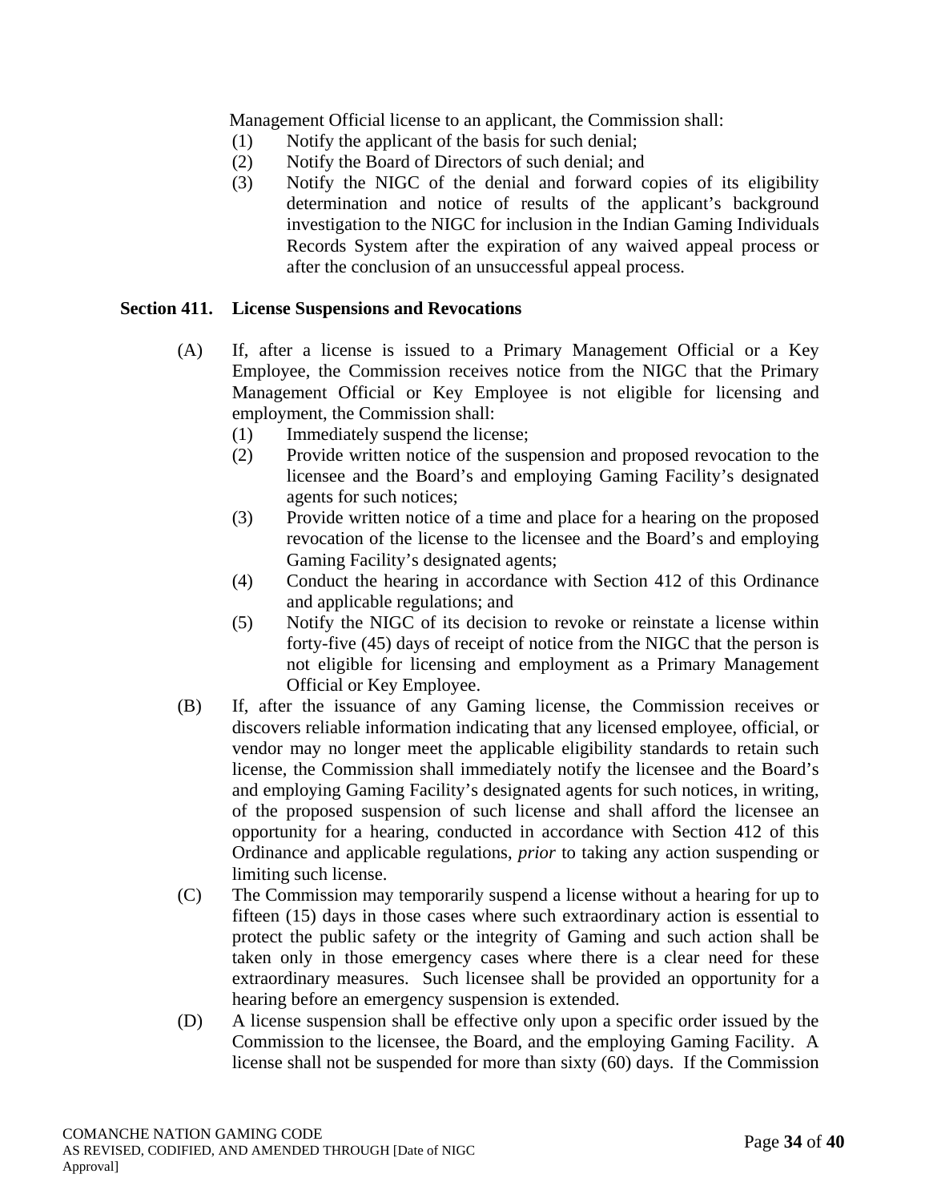Management Official license to an applicant, the Commission shall:

(1) Notify the applicant of the basis for such denial;
(2) Notify the Board of Directors of such denial; and
(3) Notify the NIGC of the denial and forward copies of its eligibility determination and notice of results of the applicant's background investigation to the NIGC for inclusion in the Indian Gaming Individuals Records System after the expiration of any waived appeal process or after the conclusion of an unsuccessful appeal process.

**Section 411. License Suspensions and Revocations**

(A) If, after a license is issued to a Primary Management Official or a Key Employee, the Commission receives notice from the NIGC that the Primary Management Official or Key Employee is not eligible for licensing and employment, the Commission shall:
   (1) Immediately suspend the license;
   (2) Provide written notice of the suspension and proposed revocation to the licensee and the Board's and employing Gaming Facility's designated agents for such notices;
   (3) Provide written notice of a time and place for a hearing on the proposed revocation of the license to the licensee and the Board's and employing Gaming Facility's designated agents;
   (4) Conduct the hearing in accordance with Section 412 of this Ordinance and applicable regulations; and
   (5) Notify the NIGC of its decision to revoke or reinstate a license within forty-five (45) days of receipt of notice from the NIGC that the person is not eligible for licensing and employment as a Primary Management Official or Key Employee.

(B) If, after the issuance of any Gaming license, the Commission receives or discovers reliable information indicating that any licensed employee, official, or vendor may no longer meet the applicable eligibility standards to retain such license, the Commission shall immediately notify the licensee and the Board's and employing Gaming Facility's designated agents for such notices, in writing, of the proposed suspension of such license and shall afford the licensee an opportunity for a hearing, conducted in accordance with Section 412 of this Ordinance and applicable regulations, *prior* to taking any action suspending or limiting such license.

(C) The Commission may temporarily suspend a license without a hearing for up to fifteen (15) days in those cases where such extraordinary action is essential to protect the public safety or the integrity of Gaming and such action shall be taken only in those emergency cases where there is a clear need for these extraordinary measures. Such licensee shall be provided an opportunity for a hearing before an emergency suspension is extended.

(D) A license suspension shall be effective only upon a specific order issued by the Commission to the licensee, the Board, and the employing Gaming Facility. A license shall not be suspended for more than sixty (60) days. If the Commission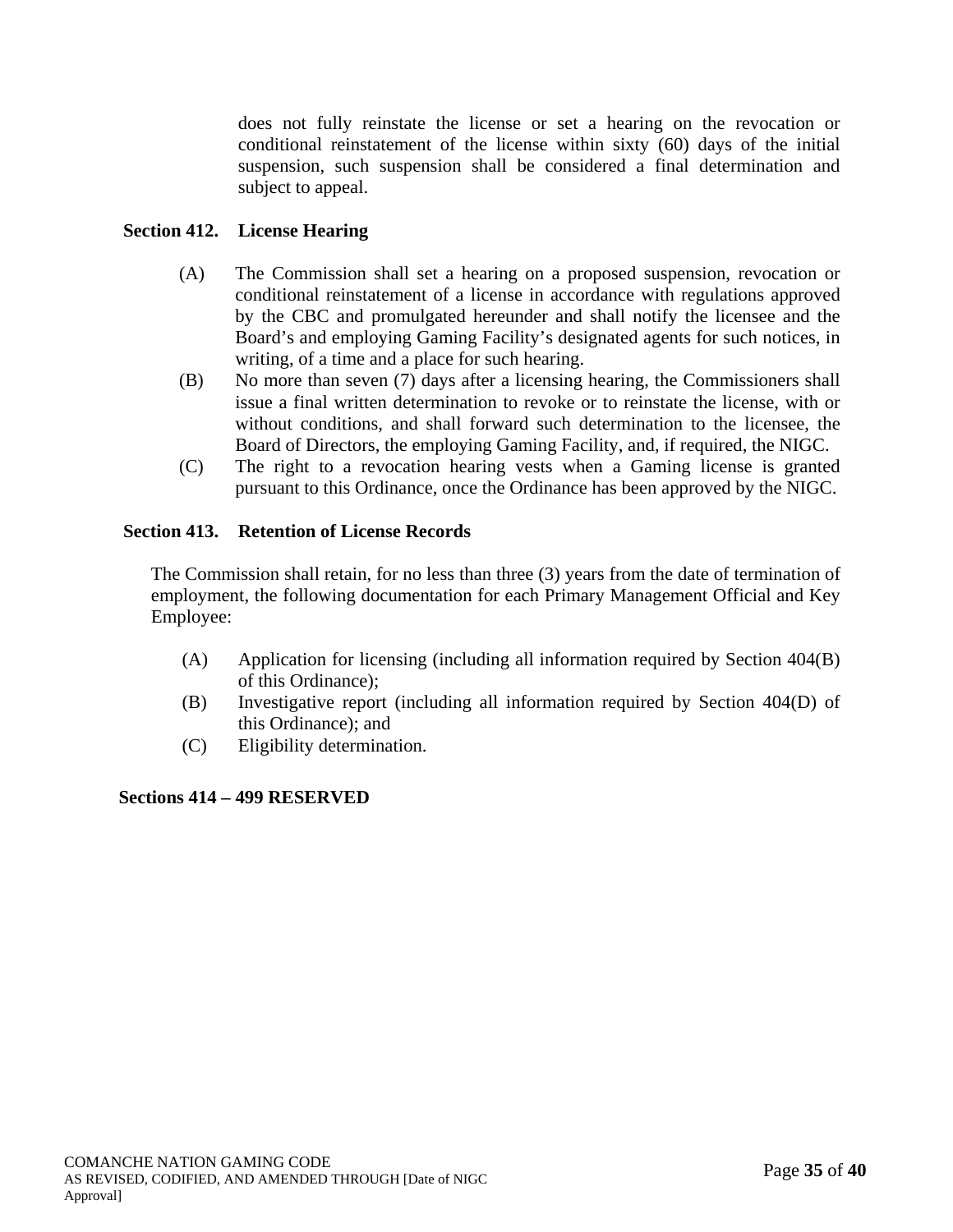does not fully reinstate the license or set a hearing on the revocation or conditional reinstatement of the license within sixty (60) days of the initial suspension, such suspension shall be considered a final determination and subject to appeal.

**Section 412. License Hearing**

(A) The Commission shall set a hearing on a proposed suspension, revocation or conditional reinstatement of a license in accordance with regulations approved by the CBC and promulgated hereunder and shall notify the licensee and the Board's and employing Gaming Facility's designated agents for such notices, in writing, of a time and a place for such hearing.

(B) No more than seven (7) days after a licensing hearing, the Commissioners shall issue a final written determination to revoke or to reinstate the license, with or without conditions, and shall forward such determination to the licensee, the Board of Directors, the employing Gaming Facility, and, if required, the NIGC.

(C) The right to a revocation hearing vests when a Gaming license is granted pursuant to this Ordinance, once the Ordinance has been approved by the NIGC.

**Section 413. Retention of License Records**

The Commission shall retain, for no less than three (3) years from the date of termination of employment, the following documentation for each Primary Management Official and Key Employee:

(A) Application for licensing (including all information required by Section 404(B) of this Ordinance);

(B) Investigative report (including all information required by Section 404(D) of this Ordinance); and

(C) Eligibility determination.

**Sections 414 – 499 RESERVED**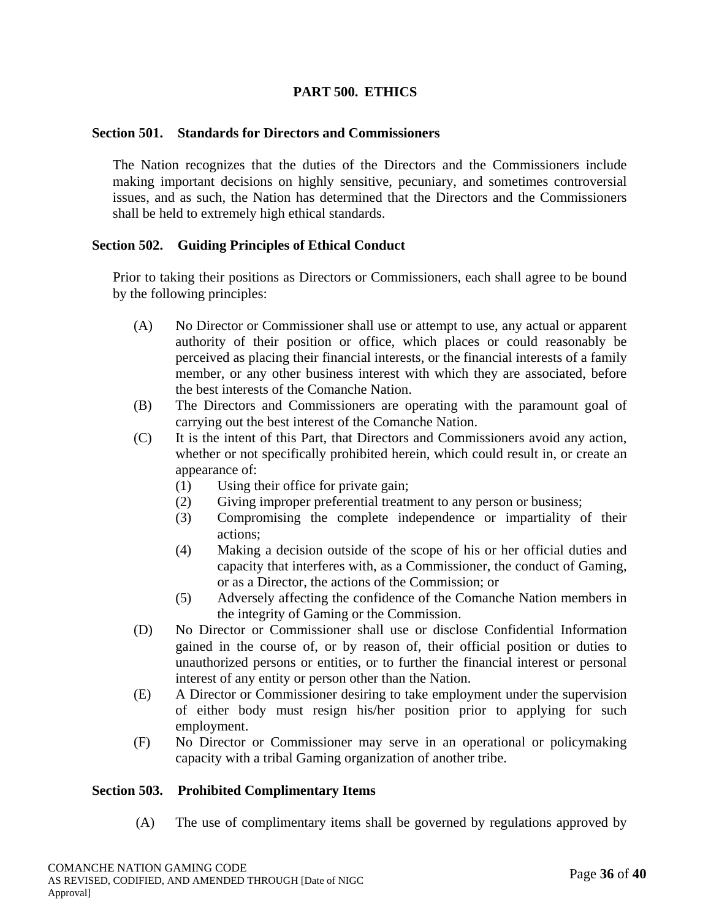## PART 500. ETHICS

### Section 501. Standards for Directors and Commissioners

The Nation recognizes that the duties of the Directors and the Commissioners include making important decisions on highly sensitive, pecuniary, and sometimes controversial issues, and as such, the Nation has determined that the Directors and the Commissioners shall be held to extremely high ethical standards.

### Section 502. Guiding Principles of Ethical Conduct

Prior to taking their positions as Directors or Commissioners, each shall agree to be bound by the following principles:

(A) No Director or Commissioner shall use or attempt to use, any actual or apparent authority of their position or office, which places or could reasonably be perceived as placing their financial interests, or the financial interests of a family member, or any other business interest with which they are associated, before the best interests of the Comanche Nation.

(B) The Directors and Commissioners are operating with the paramount goal of carrying out the best interest of the Comanche Nation.

(C) It is the intent of this Part, that Directors and Commissioners avoid any action, whether or not specifically prohibited herein, which could result in, or create an appearance of:

(1) Using their office for private gain;

(2) Giving improper preferential treatment to any person or business;

(3) Compromising the complete independence or impartiality of their actions;

(4) Making a decision outside of the scope of his or her official duties and capacity that interferes with, as a Commissioner, the conduct of Gaming, or as a Director, the actions of the Commission; or

(5) Adversely affecting the confidence of the Comanche Nation members in the integrity of Gaming or the Commission.

(D) No Director or Commissioner shall use or disclose Confidential Information gained in the course of, or by reason of, their official position or duties to unauthorized persons or entities, or to further the financial interest or personal interest of any entity or person other than the Nation.

(E) A Director or Commissioner desiring to take employment under the supervision of either body must resign his/her position prior to applying for such employment.

(F) No Director or Commissioner may serve in an operational or policymaking capacity with a tribal Gaming organization of another tribe.

### Section 503. Prohibited Complimentary Items

(A) The use of complimentary items shall be governed by regulations approved by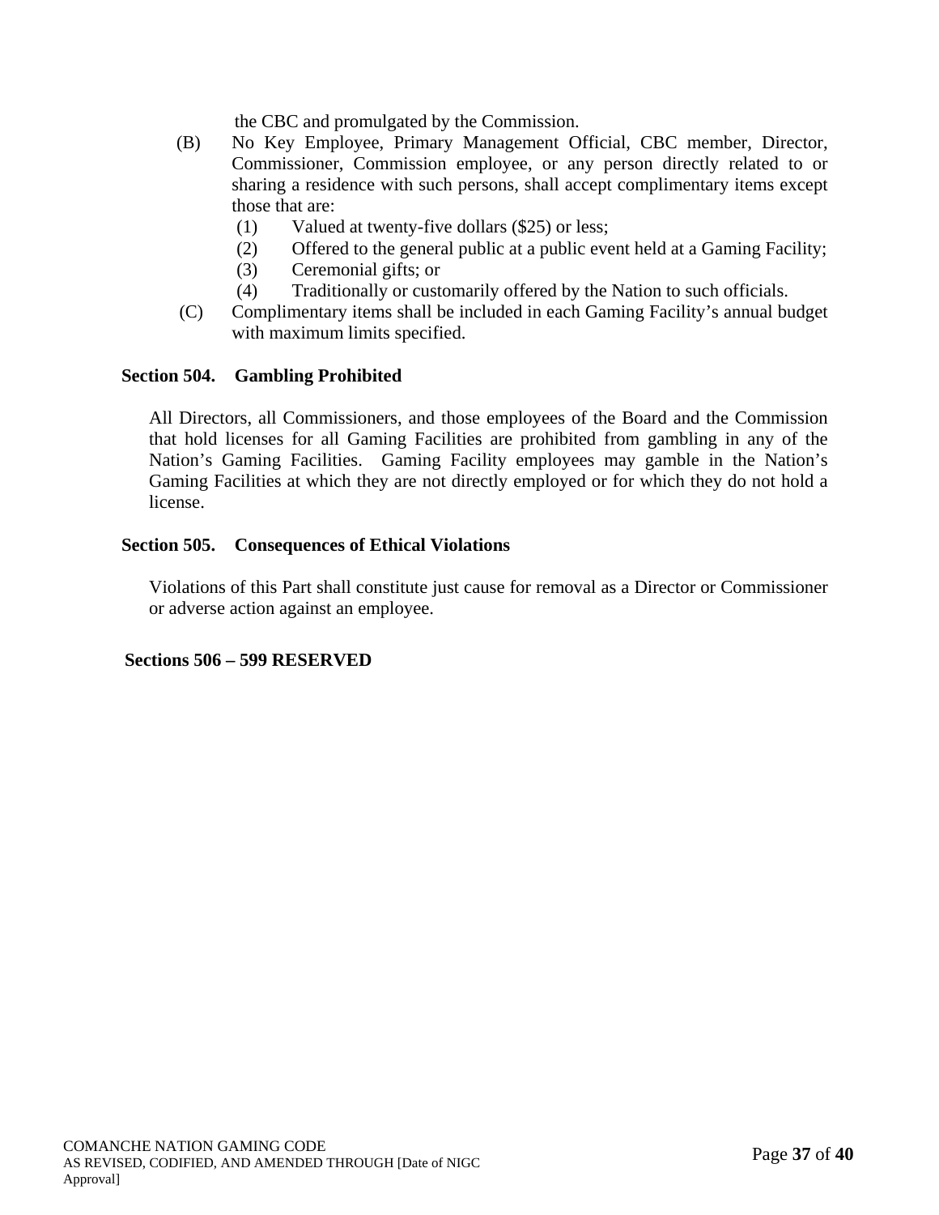the CBC and promulgated by the Commission.

(B) No Key Employee, Primary Management Official, CBC member, Director, Commissioner, Commission employee, or any person directly related to or sharing a residence with such persons, shall accept complimentary items except those that are:

(1) Valued at twenty-five dollars ($25) or less;

(2) Offered to the general public at a public event held at a Gaming Facility;

(3) Ceremonial gifts; or

(4) Traditionally or customarily offered by the Nation to such officials.

(C) Complimentary items shall be included in each Gaming Facility's annual budget with maximum limits specified.

**Section 504. Gambling Prohibited**

All Directors, all Commissioners, and those employees of the Board and the Commission that hold licenses for all Gaming Facilities are prohibited from gambling in any of the Nation's Gaming Facilities. Gaming Facility employees may gamble in the Nation's Gaming Facilities at which they are not directly employed or for which they do not hold a license.

**Section 505. Consequences of Ethical Violations**

Violations of this Part shall constitute just cause for removal as a Director or Commissioner or adverse action against an employee.

**Sections 506 – 599 RESERVED**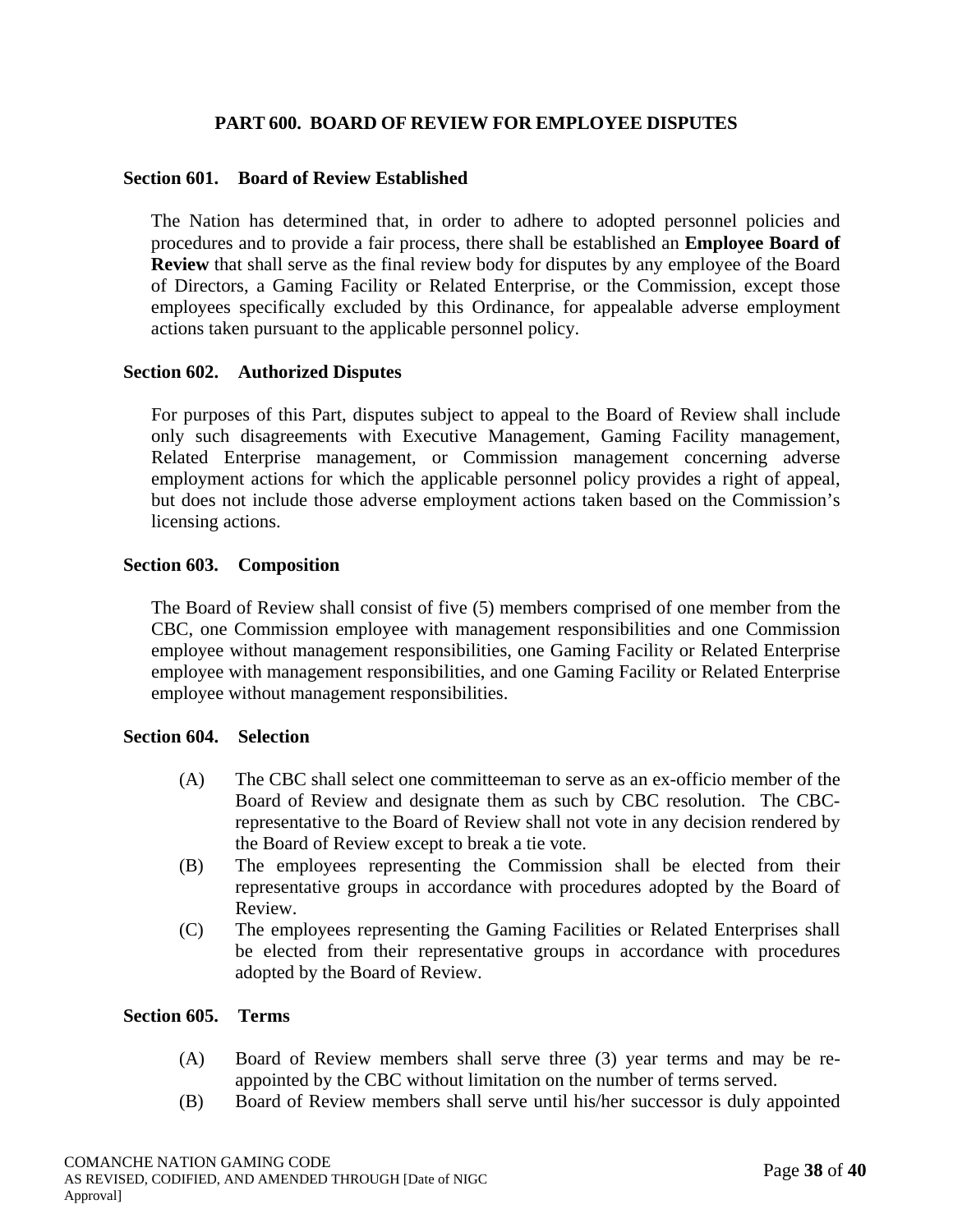## PART 600. BOARD OF REVIEW FOR EMPLOYEE DISPUTES

### Section 601. Board of Review Established

The Nation has determined that, in order to adhere to adopted personnel policies and procedures and to provide a fair process, there shall be established an **Employee Board of Review** that shall serve as the final review body for disputes by any employee of the Board of Directors, a Gaming Facility or Related Enterprise, or the Commission, except those employees specifically excluded by this Ordinance, for appealable adverse employment actions taken pursuant to the applicable personnel policy.

### Section 602. Authorized Disputes

For purposes of this Part, disputes subject to appeal to the Board of Review shall include only such disagreements with Executive Management, Gaming Facility management, Related Enterprise management, or Commission management concerning adverse employment actions for which the applicable personnel policy provides a right of appeal, but does not include those adverse employment actions taken based on the Commission's licensing actions.

### Section 603. Composition

The Board of Review shall consist of five (5) members comprised of one member from the CBC, one Commission employee with management responsibilities and one Commission employee without management responsibilities, one Gaming Facility or Related Enterprise employee with management responsibilities, and one Gaming Facility or Related Enterprise employee without management responsibilities.

### Section 604. Selection

(A) The CBC shall select one committeeman to serve as an ex-officio member of the Board of Review and designate them as such by CBC resolution. The CBC-representative to the Board of Review shall not vote in any decision rendered by the Board of Review except to break a tie vote.

(B) The employees representing the Commission shall be elected from their representative groups in accordance with procedures adopted by the Board of Review.

(C) The employees representing the Gaming Facilities or Related Enterprises shall be elected from their representative groups in accordance with procedures adopted by the Board of Review.

### Section 605. Terms

(A) Board of Review members shall serve three (3) year terms and may be re-appointed by the CBC without limitation on the number of terms served.

(B) Board of Review members shall serve until his/her successor is duly appointed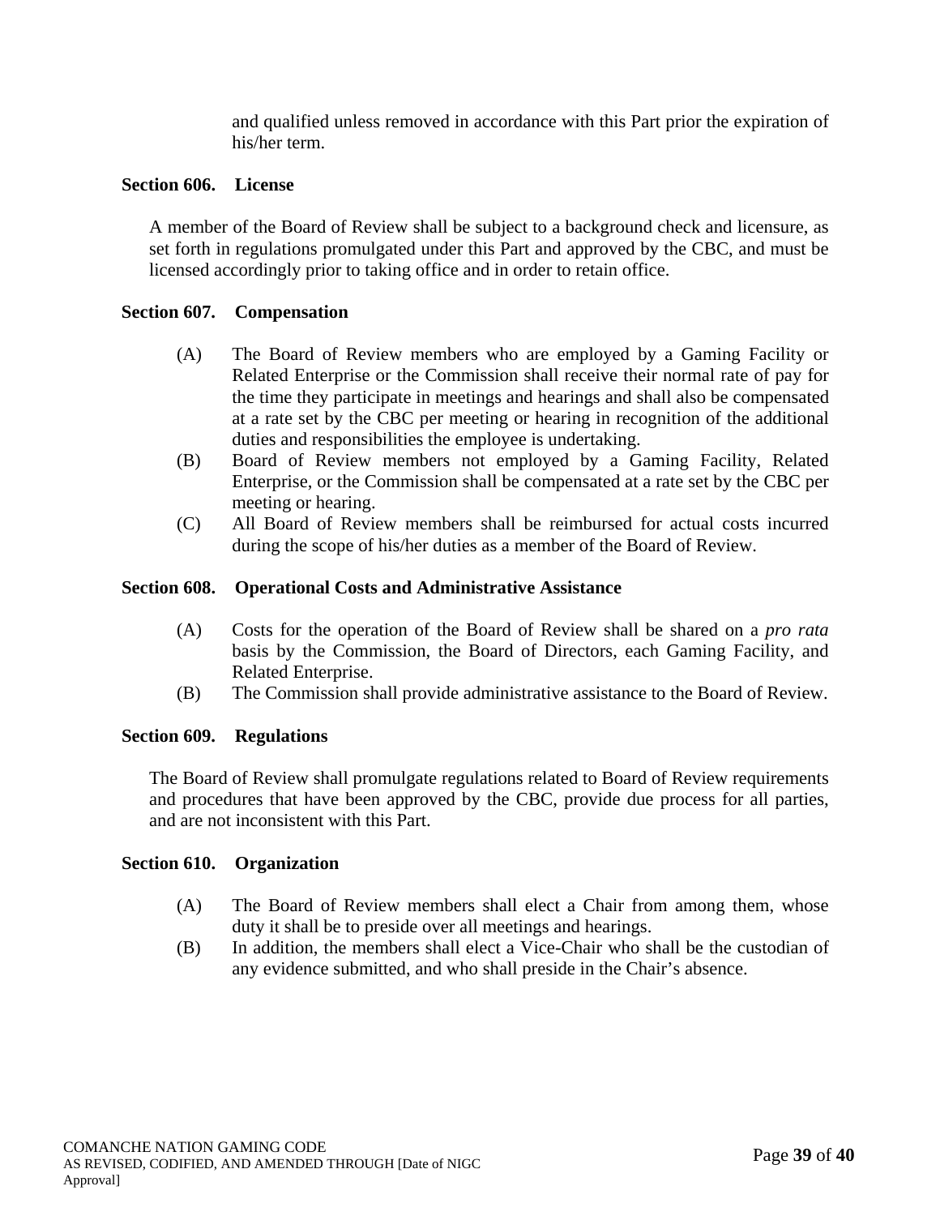and qualified unless removed in accordance with this Part prior the expiration of his/her term.

**Section 606. License**

A member of the Board of Review shall be subject to a background check and licensure, as set forth in regulations promulgated under this Part and approved by the CBC, and must be licensed accordingly prior to taking office and in order to retain office.

**Section 607. Compensation**

(A) The Board of Review members who are employed by a Gaming Facility or Related Enterprise or the Commission shall receive their normal rate of pay for the time they participate in meetings and hearings and shall also be compensated at a rate set by the CBC per meeting or hearing in recognition of the additional duties and responsibilities the employee is undertaking.

(B) Board of Review members not employed by a Gaming Facility, Related Enterprise, or the Commission shall be compensated at a rate set by the CBC per meeting or hearing.

(C) All Board of Review members shall be reimbursed for actual costs incurred during the scope of his/her duties as a member of the Board of Review.

**Section 608. Operational Costs and Administrative Assistance**

(A) Costs for the operation of the Board of Review shall be shared on a *pro rata* basis by the Commission, the Board of Directors, each Gaming Facility, and Related Enterprise.

(B) The Commission shall provide administrative assistance to the Board of Review.

**Section 609. Regulations**

The Board of Review shall promulgate regulations related to Board of Review requirements and procedures that have been approved by the CBC, provide due process for all parties, and are not inconsistent with this Part.

**Section 610. Organization**

(A) The Board of Review members shall elect a Chair from among them, whose duty it shall be to preside over all meetings and hearings.

(B) In addition, the members shall elect a Vice-Chair who shall be the custodian of any evidence submitted, and who shall preside in the Chair's absence.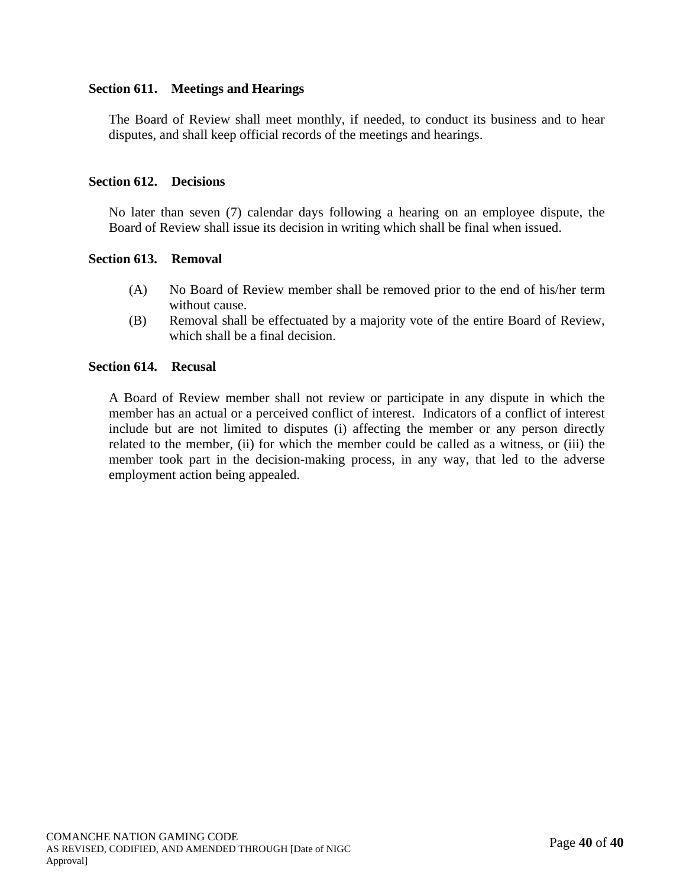**Section 611. Meetings and Hearings**

The Board of Review shall meet monthly, if needed, to conduct its business and to hear disputes, and shall keep official records of the meetings and hearings.

**Section 612. Decisions**

No later than seven (7) calendar days following a hearing on an employee dispute, the Board of Review shall issue its decision in writing which shall be final when issued.

**Section 613. Removal**

(A) No Board of Review member shall be removed prior to the end of his/her term without cause.

(B) Removal shall be effectuated by a majority vote of the entire Board of Review, which shall be a final decision.

**Section 614. Recusal**

A Board of Review member shall not review or participate in any dispute in which the member has an actual or a perceived conflict of interest. Indicators of a conflict of interest include but are not limited to disputes (i) affecting the member or any person directly related to the member, (ii) for which the member could be called as a witness, or (iii) the member took part in the decision-making process, in any way, that led to the adverse employment action being appealed.